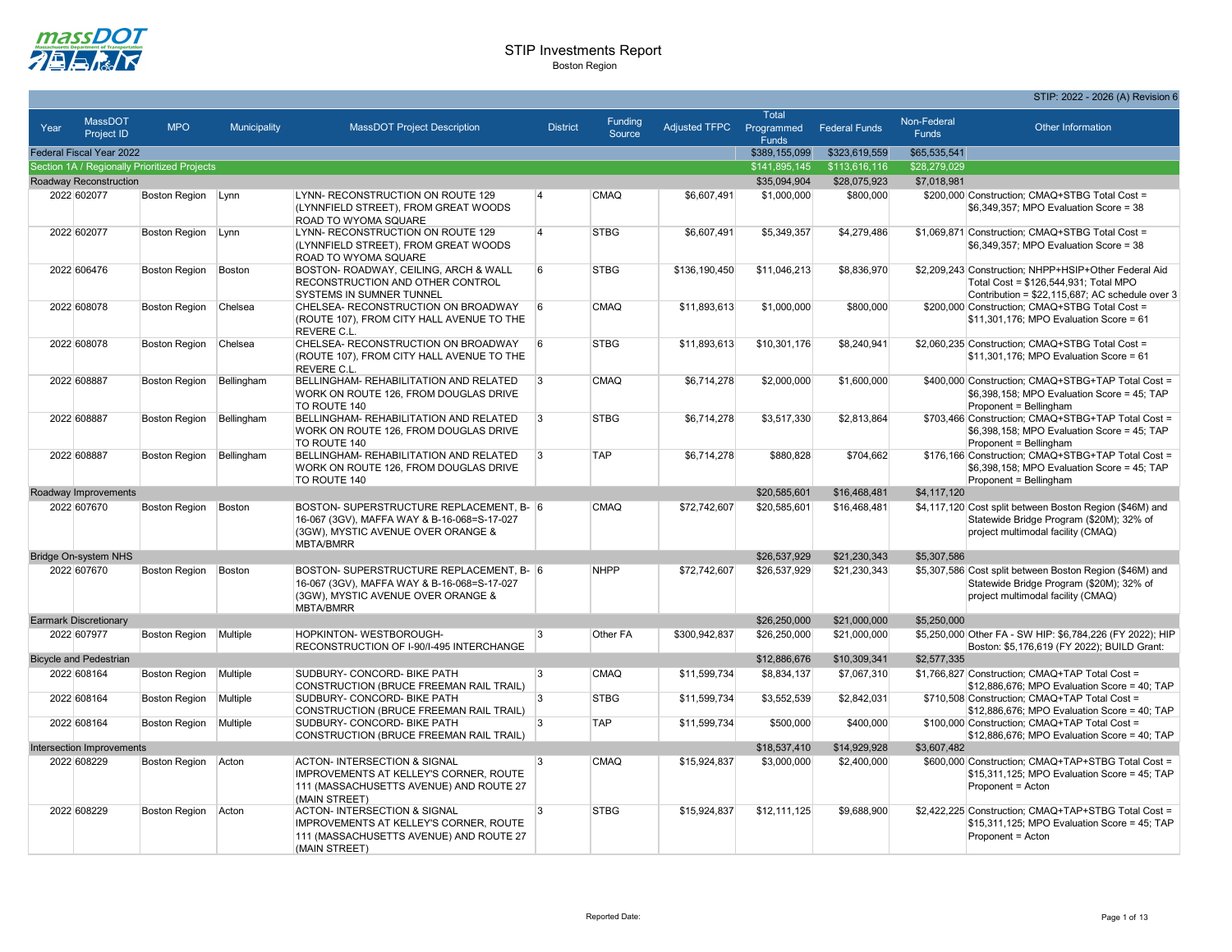# STIP Investments Report

Boston Region

STIP: 2022 - 2026 (A) Revision 6

| Year | MassDOT Project ID | MPO | Municipality | MassDOT Project Description | District | Funding Source | Adjusted TFPC | Total Programmed Funds | Federal Funds | Non-Federal Funds | Other Information |
|---|---|---|---|---|---|---|---|---|---|---|---|
| Federal Fiscal Year 2022 | | | | | | | | $389,155,099 | $323,619,559 | $65,535,541 | |
| Section 1A / Regionally Prioritized Projects | | | | | | | | $141,895,145 | $113,616,116 | $28,279,029 | |
| Roadway Reconstruction | | | | | | | | $35,094,904 | $28,075,923 | $7,018,981 | |
| 2022 | 602077 | Boston Region | Lynn | LYNN- RECONSTRUCTION ON ROUTE 129 (LYNNFIELD STREET), FROM GREAT WOODS ROAD TO WYOMA SQUARE | 4 | CMAQ | $6,607,491 | $1,000,000 | $800,000 | $200,000 | Construction; CMAQ+STBG Total Cost = $6,349,357; MPO Evaluation Score = 38 |
| 2022 | 602077 | Boston Region | Lynn | LYNN- RECONSTRUCTION ON ROUTE 129 (LYNNFIELD STREET), FROM GREAT WOODS ROAD TO WYOMA SQUARE | 4 | STBG | $6,607,491 | $5,349,357 | $4,279,486 | $1,069,871 | Construction; CMAQ+STBG Total Cost = $6,349,357; MPO Evaluation Score = 38 |
| 2022 | 606476 | Boston Region | Boston | BOSTON- ROADWAY, CEILING, ARCH & WALL RECONSTRUCTION AND OTHER CONTROL SYSTEMS IN SUMNER TUNNEL | 6 | STBG | $136,190,450 | $11,046,213 | $8,836,970 | $2,209,243 | Construction; NHPP+HSIP+Other Federal Aid Total Cost = $126,544,931; Total MPO Contribution = $22,115,687; AC schedule over 3 |
| 2022 | 608078 | Boston Region | Chelsea | CHELSEA- RECONSTRUCTION ON BROADWAY (ROUTE 107), FROM CITY HALL AVENUE TO THE REVERE C.L. | 6 | CMAQ | $11,893,613 | $1,000,000 | $800,000 | $200,000 | Construction; CMAQ+STBG Total Cost = $11,301,176; MPO Evaluation Score = 61 |
| 2022 | 608078 | Boston Region | Chelsea | CHELSEA- RECONSTRUCTION ON BROADWAY (ROUTE 107), FROM CITY HALL AVENUE TO THE REVERE C.L. | 6 | STBG | $11,893,613 | $10,301,176 | $8,240,941 | $2,060,235 | Construction; CMAQ+STBG Total Cost = $11,301,176; MPO Evaluation Score = 61 |
| 2022 | 608887 | Boston Region | Bellingham | BELLINGHAM- REHABILITATION AND RELATED WORK ON ROUTE 126, FROM DOUGLAS DRIVE TO ROUTE 140 | 3 | CMAQ | $6,714,278 | $2,000,000 | $1,600,000 | $400,000 | Construction; CMAQ+STBG+TAP Total Cost = $6,398,158; MPO Evaluation Score = 45; TAP Proponent = Bellingham |
| 2022 | 608887 | Boston Region | Bellingham | BELLINGHAM- REHABILITATION AND RELATED WORK ON ROUTE 126, FROM DOUGLAS DRIVE TO ROUTE 140 | 3 | STBG | $6,714,278 | $3,517,330 | $2,813,864 | $703,466 | Construction; CMAQ+STBG+TAP Total Cost = $6,398,158; MPO Evaluation Score = 45; TAP Proponent = Bellingham |
| 2022 | 608887 | Boston Region | Bellingham | BELLINGHAM- REHABILITATION AND RELATED WORK ON ROUTE 126, FROM DOUGLAS DRIVE TO ROUTE 140 | 3 | TAP | $6,714,278 | $880,828 | $704,662 | $176,166 | Construction; CMAQ+STBG+TAP Total Cost = $6,398,158; MPO Evaluation Score = 45; TAP Proponent = Bellingham |
| Roadway Improvements | | | | | | | | $20,585,601 | $16,468,481 | $4,117,120 | |
| 2022 | 607670 | Boston Region | Boston | BOSTON- SUPERSTRUCTURE REPLACEMENT, B-16-067 (3GV), MAFFA WAY & B-16-068=S-17-027 (3GW), MYSTIC AVENUE OVER ORANGE & MBTA/BMRR | 6 | CMAQ | $72,742,607 | $20,585,601 | $16,468,481 | $4,117,120 | Cost split between Boston Region ($46M) and Statewide Bridge Program ($20M); 32% of project multimodal facility (CMAQ) |
| Bridge On-system NHS | | | | | | | | $26,537,929 | $21,230,343 | $5,307,586 | |
| 2022 | 607670 | Boston Region | Boston | BOSTON- SUPERSTRUCTURE REPLACEMENT, B-16-067 (3GV), MAFFA WAY & B-16-068=S-17-027 (3GW), MYSTIC AVENUE OVER ORANGE & MBTA/BMRR | 6 | NHPP | $72,742,607 | $26,537,929 | $21,230,343 | $5,307,586 | Cost split between Boston Region ($46M) and Statewide Bridge Program ($20M); 32% of project multimodal facility (CMAQ) |
| Earmark Discretionary | | | | | | | | $26,250,000 | $21,000,000 | $5,250,000 | |
| 2022 | 607977 | Boston Region | Multiple | HOPKINTON- WESTBOROUGH- RECONSTRUCTION OF I-90/I-495 INTERCHANGE | 3 | Other FA | $300,942,837 | $26,250,000 | $21,000,000 | $5,250,000 | Other FA - SW HIP: $6,784,226 (FY 2022); HIP Boston: $5,176,619 (FY 2022); BUILD Grant: |
| Bicycle and Pedestrian | | | | | | | | $12,886,676 | $10,309,341 | $2,577,335 | |
| 2022 | 608164 | Boston Region | Multiple | SUDBURY- CONCORD- BIKE PATH CONSTRUCTION (BRUCE FREEMAN RAIL TRAIL) | 3 | CMAQ | $11,599,734 | $8,834,137 | $7,067,310 | $1,766,827 | Construction; CMAQ+TAP Total Cost = $12,886,676; MPO Evaluation Score = 40; TAP |
| 2022 | 608164 | Boston Region | Multiple | SUDBURY- CONCORD- BIKE PATH CONSTRUCTION (BRUCE FREEMAN RAIL TRAIL) | 3 | STBG | $11,599,734 | $3,552,539 | $2,842,031 | $710,508 | Construction; CMAQ+TAP Total Cost = $12,886,676; MPO Evaluation Score = 40; TAP |
| 2022 | 608164 | Boston Region | Multiple | SUDBURY- CONCORD- BIKE PATH CONSTRUCTION (BRUCE FREEMAN RAIL TRAIL) | 3 | TAP | $11,599,734 | $500,000 | $400,000 | $100,000 | Construction; CMAQ+TAP Total Cost = $12,886,676; MPO Evaluation Score = 40; TAP |
| Intersection Improvements | | | | | | | | $18,537,410 | $14,929,928 | $3,607,482 | |
| 2022 | 608229 | Boston Region | Acton | ACTON- INTERSECTION & SIGNAL IMPROVEMENTS AT KELLEY'S CORNER, ROUTE 111 (MASSACHUSETTS AVENUE) AND ROUTE 27 (MAIN STREET) | 3 | CMAQ | $15,924,837 | $3,000,000 | $2,400,000 | $600,000 | Construction; CMAQ+TAP+STBG Total Cost = $15,311,125; MPO Evaluation Score = 45; TAP Proponent = Acton |
| 2022 | 608229 | Boston Region | Acton | ACTON- INTERSECTION & SIGNAL IMPROVEMENTS AT KELLEY'S CORNER, ROUTE 111 (MASSACHUSETTS AVENUE) AND ROUTE 27 (MAIN STREET) | 3 | STBG | $15,924,837 | $12,111,125 | $9,688,900 | $2,422,225 | Construction; CMAQ+TAP+STBG Total Cost = $15,311,125; MPO Evaluation Score = 45; TAP Proponent = Acton |

Reported Date: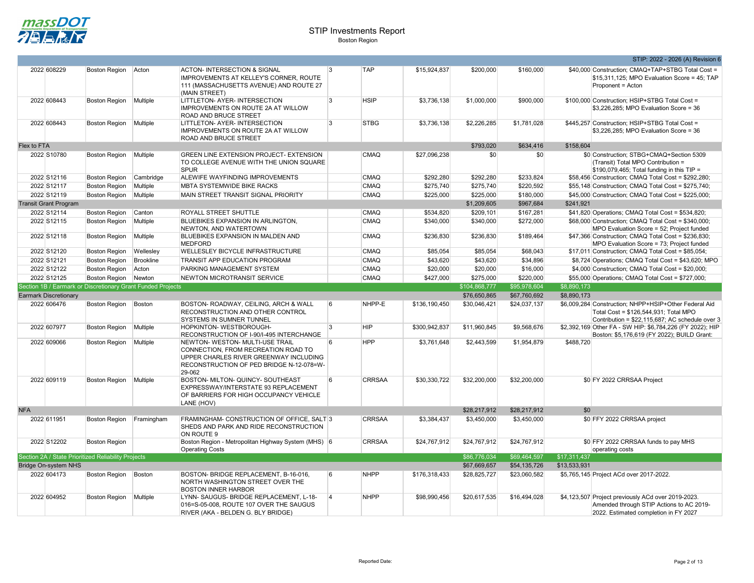# STIP Investments Report

Boston Region

| | | | | | | | | | | | | |
|---|---|---|---|---|---|---|---|---|---|---|---|---|
| | | | | | | | | | | | | STIP: 2022 - 2026 (A) Revision 6 |
| 2022 | 608229 | Boston Region | Acton | ACTON- INTERSECTION & SIGNAL IMPROVEMENTS AT KELLEY'S CORNER, ROUTE 111 (MASSACHUSETTS AVENUE) AND ROUTE 27 (MAIN STREET) | 3 | TAP | $15,924,837 | $200,000 | $160,000 | | $40,000 | Construction; CMAQ+TAP+STBG Total Cost = $15,311,125; MPO Evaluation Score = 45; TAP Proponent = Acton |
| 2022 | 608443 | Boston Region | Multiple | LITTLETON- AYER- INTERSECTION IMPROVEMENTS ON ROUTE 2A AT WILLOW ROAD AND BRUCE STREET | 3 | HSIP | $3,736,138 | $1,000,000 | $900,000 | | $100,000 | Construction; HSIP+STBG Total Cost = $3,226,285; MPO Evaluation Score = 36 |
| 2022 | 608443 | Boston Region | Multiple | LITTLETON- AYER- INTERSECTION IMPROVEMENTS ON ROUTE 2A AT WILLOW ROAD AND BRUCE STREET | 3 | STBG | $3,736,138 | $2,226,285 | $1,781,028 | | $445,257 | Construction; HSIP+STBG Total Cost = $3,226,285; MPO Evaluation Score = 36 |
| Flex to FTA | | | | | | | | $793,020 | $634,416 | $158,604 | | |
| 2022 | S10780 | Boston Region | Multiple | GREEN LINE EXTENSION PROJECT- EXTENSION TO COLLEGE AVENUE WITH THE UNION SQUARE SPUR | | CMAQ | $27,096,238 | $0 | $0 | | $0 | Construction; STBG+CMAQ+Section 5309 (Transit) Total MPO Contribution = $190,079,465; Total funding in this TIP = |
| 2022 | S12116 | Boston Region | Cambridge | ALEWIFE WAYFINDING IMPROVEMENTS | | CMAQ | $292,280 | $292,280 | $233,824 | | $58,456 | Construction; CMAQ Total Cost = $292,280; |
| 2022 | S12117 | Boston Region | Multiple | MBTA SYSTEMWIDE BIKE RACKS | | CMAQ | $275,740 | $275,740 | $220,592 | | $55,148 | Construction; CMAQ Total Cost = $275,740; |
| 2022 | S12119 | Boston Region | Multiple | MAIN STREET TRANSIT SIGNAL PRIORITY | | CMAQ | $225,000 | $225,000 | $180,000 | | $45,000 | Construction; CMAQ Total Cost = $225,000; |
| Transit Grant Program | | | | | | | | $1,209,605 | $967,684 | $241,921 | | |
| 2022 | S12114 | Boston Region | Canton | ROYALL STREET SHUTTLE | | CMAQ | $534,820 | $209,101 | $167,281 | | $41,820 | Operations; CMAQ Total Cost = $534,820; |
| 2022 | S12115 | Boston Region | Multiple | BLUEBIKES EXPANSION IN ARLINGTON, NEWTON, AND WATERTOWN | | CMAQ | $340,000 | $340,000 | $272,000 | | $68,000 | Construction; CMAQ Total Cost = $340,000; MPO Evaluation Score = 52; Project funded |
| 2022 | S12118 | Boston Region | Multiple | BLUEBIKES EXPANSION IN MALDEN AND MEDFORD | | CMAQ | $236,830 | $236,830 | $189,464 | | $47,366 | Construction; CMAQ Total Cost = $236,830; MPO Evaluation Score = 73; Project funded |
| 2022 | S12120 | Boston Region | Wellesley | WELLESLEY BICYCLE INFRASTRUCTURE | | CMAQ | $85,054 | $85,054 | $68,043 | | $17,011 | Construction; CMAQ Total Cost = $85,054; |
| 2022 | S12121 | Boston Region | Brookline | TRANSIT APP EDUCATION PROGRAM | | CMAQ | $43,620 | $43,620 | $34,896 | | $8,724 | Operations; CMAQ Total Cost = $43,620; MPO |
| 2022 | S12122 | Boston Region | Acton | PARKING MANAGEMENT SYSTEM | | CMAQ | $20,000 | $20,000 | $16,000 | | $4,000 | Construction; CMAQ Total Cost = $20,000; |
| 2022 | S12125 | Boston Region | Newton | NEWTON MICROTRANSIT SERVICE | | CMAQ | $427,000 | $275,000 | $220,000 | | $55,000 | Operations; CMAQ Total Cost = $727,000; |
| Section 1B / Earmark or Discretionary Grant Funded Projects | | | | | | | | $104,868,777 | $95,978,604 | $8,890,173 | | |
| Earmark Discretionary | | | | | | | | $76,650,865 | $67,760,692 | $8,890,173 | | |
| 2022 | 606476 | Boston Region | Boston | BOSTON- ROADWAY, CEILING, ARCH & WALL RECONSTRUCTION AND OTHER CONTROL SYSTEMS IN SUMNER TUNNEL | 6 | NHPP-E | $136,190,450 | $30,046,421 | $24,037,137 | | $6,009,284 | Construction; NHPP+HSIP+Other Federal Aid Total Cost = $126,544,931; Total MPO Contribution = $22,115,687; AC schedule over 3 |
| 2022 | 607977 | Boston Region | Multiple | HOPKINTON- WESTBOROUGH- RECONSTRUCTION OF I-90/I-495 INTERCHANGE | 3 | HIP | $300,942,837 | $11,960,845 | $9,568,676 | | $2,392,169 | Other FA - SW HIP: $6,784,226 (FY 2022); HIP Boston: $5,176,619 (FY 2022); BUILD Grant: |
| 2022 | 609066 | Boston Region | Multiple | NEWTON- WESTON- MULTI-USE TRAIL CONNECTION, FROM RECREATION ROAD TO UPPER CHARLES RIVER GREENWAY INCLUDING RECONSTRUCTION OF PED BRIDGE N-12-078=W-29-062 | 6 | HPP | $3,761,648 | $2,443,599 | $1,954,879 | | $488,720 | |
| 2022 | 609119 | Boston Region | Multiple | BOSTON- MILTON- QUINCY- SOUTHEAST EXPRESSWAY/INTERSTATE 93 REPLACEMENT OF BARRIERS FOR HIGH OCCUPANCY VEHICLE LANE (HOV) | 6 | CRRSAA | $30,330,722 | $32,200,000 | $32,200,000 | | $0 | FY 2022 CRRSAA Project |
| NFA | | | | | | | | $28,217,912 | $28,217,912 | $0 | | |
| 2022 | 611951 | Boston Region | Framingham | FRAMINGHAM- CONSTRUCTION OF OFFICE, SALT SHEDS AND PARK AND RIDE RECONSTRUCTION ON ROUTE 9 | 3 | CRRSAA | $3,384,437 | $3,450,000 | $3,450,000 | | $0 | FFY 2022 CRRSAA project |
| 2022 | S12202 | Boston Region | | Boston Region - Metropolitan Highway System (MHS) Operating Costs | 6 | CRRSAA | $24,767,912 | $24,767,912 | $24,767,912 | | $0 | FFY 2022 CRRSAA funds to pay MHS operating costs |
| Section 2A / State Prioritized Reliability Projects | | | | | | | | $86,776,034 | $69,464,597 | $17,311,437 | | |
| Bridge On-system NHS | | | | | | | | $67,669,657 | $54,135,726 | $13,533,931 | | |
| 2022 | 604173 | Boston Region | Boston | BOSTON- BRIDGE REPLACEMENT, B-16-016, NORTH WASHINGTON STREET OVER THE BOSTON INNER HARBOR | 6 | NHPP | $176,318,433 | $28,825,727 | $23,060,582 | | $5,765,145 | Project ACd over 2017-2022. |
| 2022 | 604952 | Boston Region | Multiple | LYNN- SAUGUS- BRIDGE REPLACEMENT, L-18-016=S-05-008, ROUTE 107 OVER THE SAUGUS RIVER (AKA - BELDEN G. BLY BRIDGE) | 4 | NHPP | $98,990,456 | $20,617,535 | $16,494,028 | | $4,123,507 | Project previously ACd over 2019-2023. Amended through STIP Actions to AC 2019-2022. Estimated completion in FY 2027 |

Reported Date: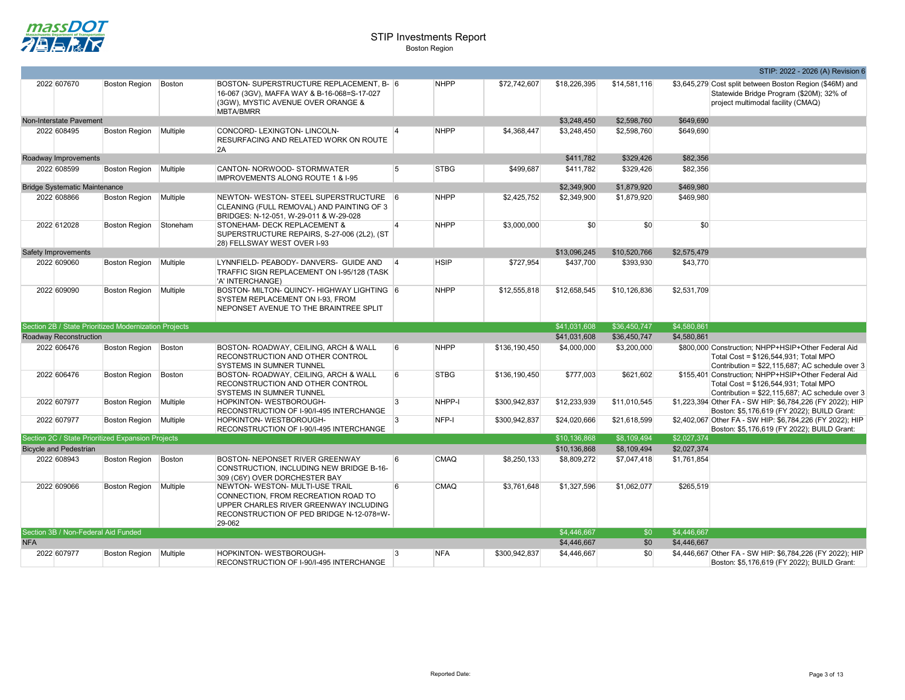# STIP Investments Report

Boston Region

STIP: 2022 - 2026 (A) Revision 6

| | | | | | | | | | | | |
|---|---|---|---|---|---|---|---|---|---|---|---|
| 2022 | 607670 | Boston Region | Boston | BOSTON- SUPERSTRUCTURE REPLACEMENT, B-16-067 (3GV), MAFFA WAY & B-16-068=S-17-027 (3GW), MYSTIC AVENUE OVER ORANGE & MBTA/BMRR | 6 | NHPP | $72,742,607 | $18,226,395 | $14,581,116 | $3,645,279 | Cost split between Boston Region ($46M) and Statewide Bridge Program ($20M); 32% of project multimodal facility (CMAQ) |
| Non-Interstate Pavement | | | | | | | | $3,248,450 | $2,598,760 | $649,690 | |
| 2022 | 608495 | Boston Region | Multiple | CONCORD- LEXINGTON- LINCOLN- RESURFACING AND RELATED WORK ON ROUTE 2A | 4 | NHPP | $4,368,447 | $3,248,450 | $2,598,760 | $649,690 | |
| Roadway Improvements | | | | | | | | $411,782 | $329,426 | $82,356 | |
| 2022 | 608599 | Boston Region | Multiple | CANTON- NORWOOD- STORMWATER IMPROVEMENTS ALONG ROUTE 1 & I-95 | 5 | STBG | $499,687 | $411,782 | $329,426 | $82,356 | |
| Bridge Systematic Maintenance | | | | | | | | $2,349,900 | $1,879,920 | $469,980 | |
| 2022 | 608866 | Boston Region | Multiple | NEWTON- WESTON- STEEL SUPERSTRUCTURE CLEANING (FULL REMOVAL) AND PAINTING OF 3 BRIDGES: N-12-051, W-29-011 & W-29-028 | 6 | NHPP | $2,425,752 | $2,349,900 | $1,879,920 | $469,980 | |
| 2022 | 612028 | Boston Region | Stoneham | STONEHAM- DECK REPLACEMENT & SUPERSTRUCTURE REPAIRS, S-27-006 (2L2), (ST 28) FELLSWAY WEST OVER I-93 | 4 | NHPP | $3,000,000 | $0 | $0 | $0 | |
| Safety Improvements | | | | | | | | $13,096,245 | $10,520,766 | $2,575,479 | |
| 2022 | 609060 | Boston Region | Multiple | LYNNFIELD- PEABODY- DANVERS- GUIDE AND TRAFFIC SIGN REPLACEMENT ON I-95/128 (TASK 'A' INTERCHANGE) | 4 | HSIP | $727,954 | $437,700 | $393,930 | $43,770 | |
| 2022 | 609090 | Boston Region | Multiple | BOSTON- MILTON- QUINCY- HIGHWAY LIGHTING SYSTEM REPLACEMENT ON I-93, FROM NEPONSET AVENUE TO THE BRAINTREE SPLIT | 6 | NHPP | $12,555,818 | $12,658,545 | $10,126,836 | $2,531,709 | |
| Section 2B / State Prioritized Modernization Projects | | | | | | | | $41,031,608 | $36,450,747 | $4,580,861 | |
| Roadway Reconstruction | | | | | | | | $41,031,608 | $36,450,747 | $4,580,861 | |
| 2022 | 606476 | Boston Region | Boston | BOSTON- ROADWAY, CEILING, ARCH & WALL RECONSTRUCTION AND OTHER CONTROL SYSTEMS IN SUMNER TUNNEL | 6 | NHPP | $136,190,450 | $4,000,000 | $3,200,000 | $800,000 | Construction; NHPP+HSIP+Other Federal Aid Total Cost = $126,544,931; Total MPO Contribution = $22,115,687; AC schedule over 3 |
| 2022 | 606476 | Boston Region | Boston | BOSTON- ROADWAY, CEILING, ARCH & WALL RECONSTRUCTION AND OTHER CONTROL SYSTEMS IN SUMNER TUNNEL | 6 | STBG | $136,190,450 | $777,003 | $621,602 | $155,401 | Construction; NHPP+HSIP+Other Federal Aid Total Cost = $126,544,931; Total MPO Contribution = $22,115,687; AC schedule over 3 |
| 2022 | 607977 | Boston Region | Multiple | HOPKINTON- WESTBOROUGH- RECONSTRUCTION OF I-90/I-495 INTERCHANGE | 3 | NHPP-I | $300,942,837 | $12,233,939 | $11,010,545 | $1,223,394 | Other FA - SW HIP: $6,784,226 (FY 2022); HIP Boston: $5,176,619 (FY 2022); BUILD Grant: |
| 2022 | 607977 | Boston Region | Multiple | HOPKINTON- WESTBOROUGH- RECONSTRUCTION OF I-90/I-495 INTERCHANGE | 3 | NFP-I | $300,942,837 | $24,020,666 | $21,618,599 | $2,402,067 | Other FA - SW HIP: $6,784,226 (FY 2022); HIP Boston: $5,176,619 (FY 2022); BUILD Grant: |
| Section 2C / State Prioritized Expansion Projects | | | | | | | | $10,136,868 | $8,109,494 | $2,027,374 | |
| Bicycle and Pedestrian | | | | | | | | $10,136,868 | $8,109,494 | $2,027,374 | |
| 2022 | 608943 | Boston Region | Boston | BOSTON- NEPONSET RIVER GREENWAY CONSTRUCTION, INCLUDING NEW BRIDGE B-16-309 (C6Y) OVER DORCHESTER BAY | 6 | CMAQ | $8,250,133 | $8,809,272 | $7,047,418 | $1,761,854 | |
| 2022 | 609066 | Boston Region | Multiple | NEWTON- WESTON- MULTI-USE TRAIL CONNECTION, FROM RECREATION ROAD TO UPPER CHARLES RIVER GREENWAY INCLUDING RECONSTRUCTION OF PED BRIDGE N-12-078=W-29-062 | 6 | CMAQ | $3,761,648 | $1,327,596 | $1,062,077 | $265,519 | |
| Section 3B / Non-Federal Aid Funded | | | | | | | | $4,446,667 | $0 | $4,446,667 | |
| NFA | | | | | | | | $4,446,667 | $0 | $4,446,667 | |
| 2022 | 607977 | Boston Region | Multiple | HOPKINTON- WESTBOROUGH- RECONSTRUCTION OF I-90/I-495 INTERCHANGE | 3 | NFA | $300,942,837 | $4,446,667 | $0 | $4,446,667 | Other FA - SW HIP: $6,784,226 (FY 2022); HIP Boston: $5,176,619 (FY 2022); BUILD Grant: |

Reported Date: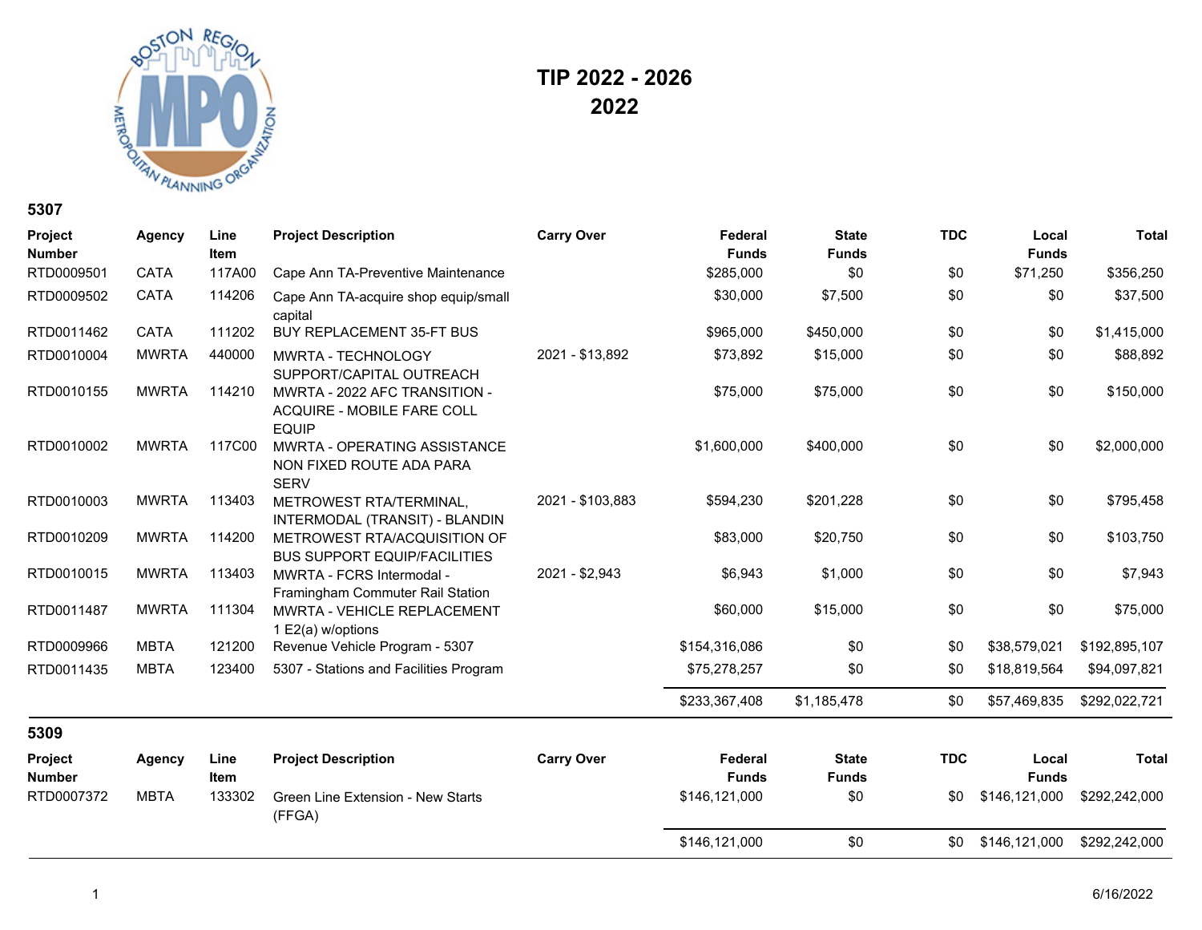# TIP 2022 - 2026
# 2022

## 5307

| Project Number | Agency | Line Item | Project Description | Carry Over | Federal Funds | State Funds | TDC | Local Funds | Total |
|---|---|---|---|---|---|---|---|---|---|
| RTD0009501 | CATA | 117A00 | Cape Ann TA-Preventive Maintenance | | $285,000 | $0 | $0 | $71,250 | $356,250 |
| RTD0009502 | CATA | 114206 | Cape Ann TA-acquire shop equip/small capital | | $30,000 | $7,500 | $0 | $0 | $37,500 |
| RTD0011462 | CATA | 111202 | BUY REPLACEMENT 35-FT BUS | | $965,000 | $450,000 | $0 | $0 | $1,415,000 |
| RTD0010004 | MWRTA | 440000 | MWRTA - TECHNOLOGY SUPPORT/CAPITAL OUTREACH | 2021 - $13,892 | $73,892 | $15,000 | $0 | $0 | $88,892 |
| RTD0010155 | MWRTA | 114210 | MWRTA - 2022 AFC TRANSITION - ACQUIRE - MOBILE FARE COLL EQUIP | | $75,000 | $75,000 | $0 | $0 | $150,000 |
| RTD0010002 | MWRTA | 117C00 | MWRTA - OPERATING ASSISTANCE NON FIXED ROUTE ADA PARA SERV | | $1,600,000 | $400,000 | $0 | $0 | $2,000,000 |
| RTD0010003 | MWRTA | 113403 | METROWEST RTA/TERMINAL, INTERMODAL (TRANSIT) - BLANDIN | 2021 - $103,883 | $594,230 | $201,228 | $0 | $0 | $795,458 |
| RTD0010209 | MWRTA | 114200 | METROWEST RTA/ACQUISITION OF BUS SUPPORT EQUIP/FACILITIES | | $83,000 | $20,750 | $0 | $0 | $103,750 |
| RTD0010015 | MWRTA | 113403 | MWRTA - FCRS Intermodal - Framingham Commuter Rail Station | 2021 - $2,943 | $6,943 | $1,000 | $0 | $0 | $7,943 |
| RTD0011487 | MWRTA | 111304 | MWRTA - VEHICLE REPLACEMENT 1 E2(a) w/options | | $60,000 | $15,000 | $0 | $0 | $75,000 |
| RTD0009966 | MBTA | 121200 | Revenue Vehicle Program - 5307 | | $154,316,086 | $0 | $0 | $38,579,021 | $192,895,107 |
| RTD0011435 | MBTA | 123400 | 5307 - Stations and Facilities Program | | $75,278,257 | $0 | $0 | $18,819,564 | $94,097,821 |
| | | | | | $233,367,408 | $1,185,478 | $0 | $57,469,835 | $292,022,721 |

## 5309

| Project Number | Agency | Line Item | Project Description | Carry Over | Federal Funds | State Funds | TDC | Local Funds | Total |
|---|---|---|---|---|---|---|---|---|---|
| RTD0007372 | MBTA | 133302 | Green Line Extension - New Starts (FFGA) | | $146,121,000 | $0 | $0 | $146,121,000 | $292,242,000 |
| | | | | | $146,121,000 | $0 | $0 | $146,121,000 | $292,242,000 |

6/16/2022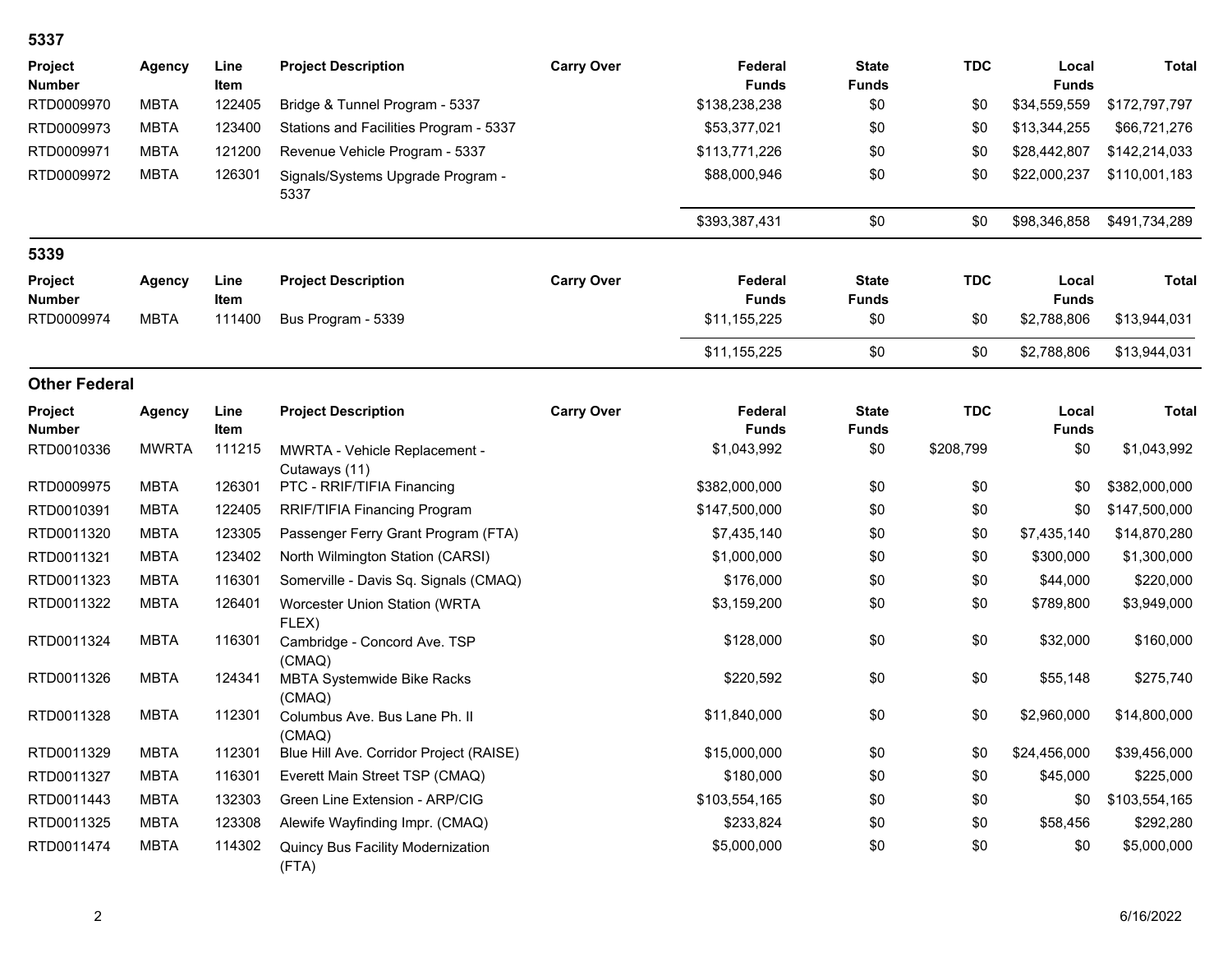## 5337

| Project Number | Agency | Line Item | Project Description | Carry Over | Federal Funds | State Funds | TDC | Local Funds | Total |
|---|---|---|---|---|---|---|---|---|---|
| RTD0009970 | MBTA | 122405 | Bridge & Tunnel Program - 5337 | | $138,238,238 | $0 | $0 | $34,559,559 | $172,797,797 |
| RTD0009973 | MBTA | 123400 | Stations and Facilities Program - 5337 | | $53,377,021 | $0 | $0 | $13,344,255 | $66,721,276 |
| RTD0009971 | MBTA | 121200 | Revenue Vehicle Program - 5337 | | $113,771,226 | $0 | $0 | $28,442,807 | $142,214,033 |
| RTD0009972 | MBTA | 126301 | Signals/Systems Upgrade Program - 5337 | | $88,000,946 | $0 | $0 | $22,000,237 | $110,001,183 |
| | | | | | $393,387,431 | $0 | $0 | $98,346,858 | $491,734,289 |

## 5339

| Project Number | Agency | Line Item | Project Description | Carry Over | Federal Funds | State Funds | TDC | Local Funds | Total |
|---|---|---|---|---|---|---|---|---|---|
| RTD0009974 | MBTA | 111400 | Bus Program - 5339 | | $11,155,225 | $0 | $0 | $2,788,806 | $13,944,031 |
| | | | | | $11,155,225 | $0 | $0 | $2,788,806 | $13,944,031 |

## Other Federal

| Project Number | Agency | Line Item | Project Description | Carry Over | Federal Funds | State Funds | TDC | Local Funds | Total |
|---|---|---|---|---|---|---|---|---|---|
| RTD0010336 | MWRTA | 111215 | MWRTA - Vehicle Replacement - Cutaways (11) | | $1,043,992 | $0 | $208,799 | $0 | $1,043,992 |
| RTD0009975 | MBTA | 126301 | PTC - RRIF/TIFIA Financing | | $382,000,000 | $0 | $0 | $0 | $382,000,000 |
| RTD0010391 | MBTA | 122405 | RRIF/TIFIA Financing Program | | $147,500,000 | $0 | $0 | $0 | $147,500,000 |
| RTD0011320 | MBTA | 123305 | Passenger Ferry Grant Program (FTA) | | $7,435,140 | $0 | $0 | $7,435,140 | $14,870,280 |
| RTD0011321 | MBTA | 123402 | North Wilmington Station (CARSI) | | $1,000,000 | $0 | $0 | $300,000 | $1,300,000 |
| RTD0011323 | MBTA | 116301 | Somerville - Davis Sq. Signals (CMAQ) | | $176,000 | $0 | $0 | $44,000 | $220,000 |
| RTD0011322 | MBTA | 126401 | Worcester Union Station (WRTA FLEX) | | $3,159,200 | $0 | $0 | $789,800 | $3,949,000 |
| RTD0011324 | MBTA | 116301 | Cambridge - Concord Ave. TSP (CMAQ) | | $128,000 | $0 | $0 | $32,000 | $160,000 |
| RTD0011326 | MBTA | 124341 | MBTA Systemwide Bike Racks (CMAQ) | | $220,592 | $0 | $0 | $55,148 | $275,740 |
| RTD0011328 | MBTA | 112301 | Columbus Ave. Bus Lane Ph. II (CMAQ) | | $11,840,000 | $0 | $0 | $2,960,000 | $14,800,000 |
| RTD0011329 | MBTA | 112301 | Blue Hill Ave. Corridor Project (RAISE) | | $15,000,000 | $0 | $0 | $24,456,000 | $39,456,000 |
| RTD0011327 | MBTA | 116301 | Everett Main Street TSP (CMAQ) | | $180,000 | $0 | $0 | $45,000 | $225,000 |
| RTD0011443 | MBTA | 132303 | Green Line Extension - ARP/CIG | | $103,554,165 | $0 | $0 | $0 | $103,554,165 |
| RTD0011325 | MBTA | 123308 | Alewife Wayfinding Impr. (CMAQ) | | $233,824 | $0 | $0 | $58,456 | $292,280 |
| RTD0011474 | MBTA | 114302 | Quincy Bus Facility Modernization (FTA) | | $5,000,000 | $0 | $0 | $0 | $5,000,000 |

6/16/2022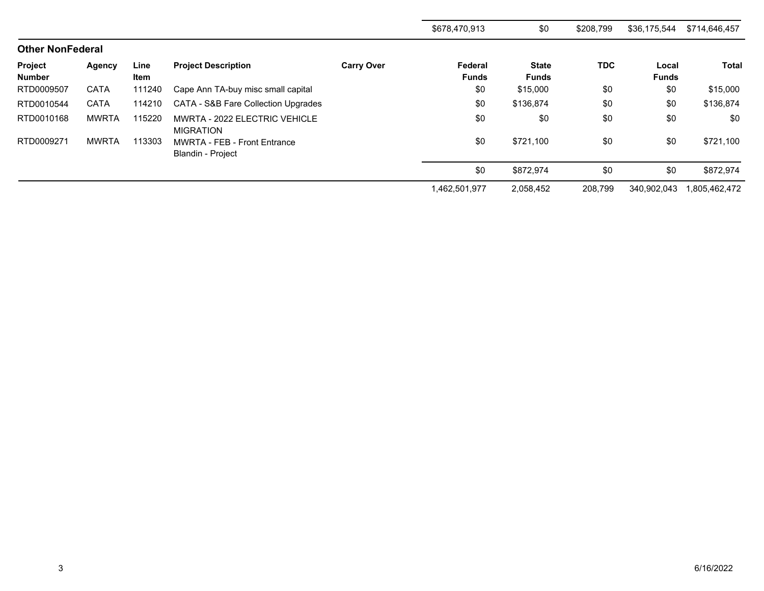| | | | | | Federal Funds | State Funds | TDC | Local Funds | Total |
|---|---|---|---|---|---|---|---|---|---|
| | | | | | $678,470,913 | $0 | $208,799 | $36,175,544 | $714,646,457 |

## Other NonFederal

| Project Number | Agency | Line Item | Project Description | Carry Over | Federal Funds | State Funds | TDC | Local Funds | Total |
|---|---|---|---|---|---|---|---|---|---|
| RTD0009507 | CATA | 111240 | Cape Ann TA-buy misc small capital | | $0 | $15,000 | $0 | $0 | $15,000 |
| RTD0010544 | CATA | 114210 | CATA - S&B Fare Collection Upgrades | | $0 | $136,874 | $0 | $0 | $136,874 |
| RTD0010168 | MWRTA | 115220 | MWRTA - 2022 ELECTRIC VEHICLE MIGRATION | | $0 | $0 | $0 | $0 | $0 |
| RTD0009271 | MWRTA | 113303 | MWRTA - FEB - Front Entrance Blandin - Project | | $0 | $721,100 | $0 | $0 | $721,100 |
| | | | | | $0 | $872,974 | $0 | $0 | $872,974 |
| | | | | | 1,462,501,977 | 2,058,452 | 208,799 | 340,902,043 | 1,805,462,472 |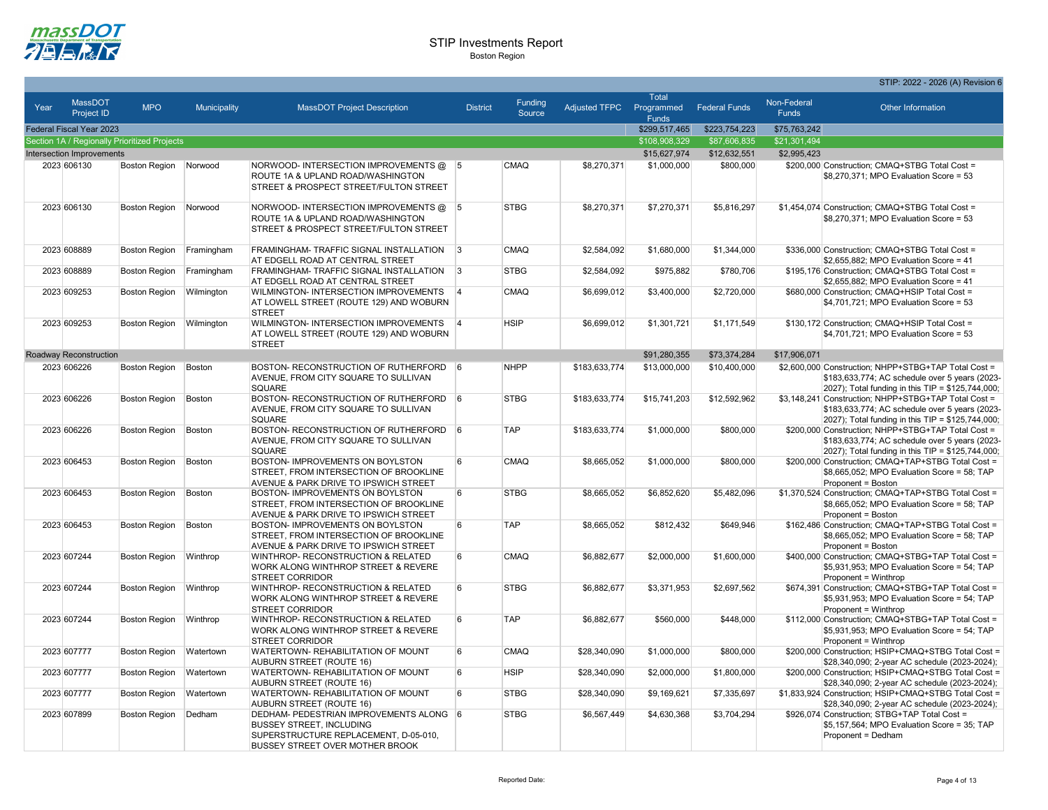# STIP Investments Report

Boston Region

STIP: 2022 - 2026 (A) Revision 6

| Year | MassDOT Project ID | MPO | Municipality | MassDOT Project Description | District | Funding Source | Adjusted TFPC | Total Programmed Funds | Federal Funds | Non-Federal Funds | Other Information |
|---|---|---|---|---|---|---|---|---|---|---|---|
| Federal Fiscal Year 2023 | | | | | | | | $299,517,465 | $223,754,223 | $75,763,242 | |
| Section 1A / Regionally Prioritized Projects | | | | | | | | $108,908,329 | $87,606,835 | $21,301,494 | |
| Intersection Improvements | | | | | | | | $15,627,974 | $12,632,551 | $2,995,423 | |
| 2023 | 606130 | Boston Region | Norwood | NORWOOD- INTERSECTION IMPROVEMENTS @ ROUTE 1A & UPLAND ROAD/WASHINGTON STREET & PROSPECT STREET/FULTON STREET | 5 | CMAQ | $8,270,371 | $1,000,000 | $800,000 | $200,000 | Construction; CMAQ+STBG Total Cost = $8,270,371; MPO Evaluation Score = 53 |
| 2023 | 606130 | Boston Region | Norwood | NORWOOD- INTERSECTION IMPROVEMENTS @ ROUTE 1A & UPLAND ROAD/WASHINGTON STREET & PROSPECT STREET/FULTON STREET | 5 | STBG | $8,270,371 | $7,270,371 | $5,816,297 | $1,454,074 | Construction; CMAQ+STBG Total Cost = $8,270,371; MPO Evaluation Score = 53 |
| 2023 | 608889 | Boston Region | Framingham | FRAMINGHAM- TRAFFIC SIGNAL INSTALLATION AT EDGELL ROAD AT CENTRAL STREET | 3 | CMAQ | $2,584,092 | $1,680,000 | $1,344,000 | $336,000 | Construction; CMAQ+STBG Total Cost = $2,655,882; MPO Evaluation Score = 41 |
| 2023 | 608889 | Boston Region | Framingham | FRAMINGHAM- TRAFFIC SIGNAL INSTALLATION AT EDGELL ROAD AT CENTRAL STREET | 3 | STBG | $2,584,092 | $975,882 | $780,706 | $195,176 | Construction; CMAQ+STBG Total Cost = $2,655,882; MPO Evaluation Score = 41 |
| 2023 | 609253 | Boston Region | Wilmington | WILMINGTON- INTERSECTION IMPROVEMENTS AT LOWELL STREET (ROUTE 129) AND WOBURN STREET | 4 | CMAQ | $6,699,012 | $3,400,000 | $2,720,000 | $680,000 | Construction; CMAQ+HSIP Total Cost = $4,701,721; MPO Evaluation Score = 53 |
| 2023 | 609253 | Boston Region | Wilmington | WILMINGTON- INTERSECTION IMPROVEMENTS AT LOWELL STREET (ROUTE 129) AND WOBURN STREET | 4 | HSIP | $6,699,012 | $1,301,721 | $1,171,549 | $130,172 | Construction; CMAQ+HSIP Total Cost = $4,701,721; MPO Evaluation Score = 53 |
| Roadway Reconstruction | | | | | | | | $91,280,355 | $73,374,284 | $17,906,071 | |
| 2023 | 606226 | Boston Region | Boston | BOSTON- RECONSTRUCTION OF RUTHERFORD AVENUE, FROM CITY SQUARE TO SULLIVAN SQUARE | 6 | NHPP | $183,633,774 | $13,000,000 | $10,400,000 | $2,600,000 | Construction; NHPP+STBG+TAP Total Cost = $183,633,774; AC schedule over 5 years (2023-2027); Total funding in this TIP = $125,744,000; |
| 2023 | 606226 | Boston Region | Boston | BOSTON- RECONSTRUCTION OF RUTHERFORD AVENUE, FROM CITY SQUARE TO SULLIVAN SQUARE | 6 | STBG | $183,633,774 | $15,741,203 | $12,592,962 | $3,148,241 | Construction; NHPP+STBG+TAP Total Cost = $183,633,774; AC schedule over 5 years (2023-2027); Total funding in this TIP = $125,744,000; |
| 2023 | 606226 | Boston Region | Boston | BOSTON- RECONSTRUCTION OF RUTHERFORD AVENUE, FROM CITY SQUARE TO SULLIVAN SQUARE | 6 | TAP | $183,633,774 | $1,000,000 | $800,000 | $200,000 | Construction; NHPP+STBG+TAP Total Cost = $183,633,774; AC schedule over 5 years (2023-2027); Total funding in this TIP = $125,744,000; |
| 2023 | 606453 | Boston Region | Boston | BOSTON- IMPROVEMENTS ON BOYLSTON STREET, FROM INTERSECTION OF BROOKLINE AVENUE & PARK DRIVE TO IPSWICH STREET | 6 | CMAQ | $8,665,052 | $1,000,000 | $800,000 | $200,000 | Construction; CMAQ+TAP+STBG Total Cost = $8,665,052; MPO Evaluation Score = 58; TAP Proponent = Boston |
| 2023 | 606453 | Boston Region | Boston | BOSTON- IMPROVEMENTS ON BOYLSTON STREET, FROM INTERSECTION OF BROOKLINE AVENUE & PARK DRIVE TO IPSWICH STREET | 6 | STBG | $8,665,052 | $6,852,620 | $5,482,096 | $1,370,524 | Construction; CMAQ+TAP+STBG Total Cost = $8,665,052; MPO Evaluation Score = 58; TAP Proponent = Boston |
| 2023 | 606453 | Boston Region | Boston | BOSTON- IMPROVEMENTS ON BOYLSTON STREET, FROM INTERSECTION OF BROOKLINE AVENUE & PARK DRIVE TO IPSWICH STREET | 6 | TAP | $8,665,052 | $812,432 | $649,946 | $162,486 | Construction; CMAQ+TAP+STBG Total Cost = $8,665,052; MPO Evaluation Score = 58; TAP Proponent = Boston |
| 2023 | 607244 | Boston Region | Winthrop | WINTHROP- RECONSTRUCTION & RELATED WORK ALONG WINTHROP STREET & REVERE STREET CORRIDOR | 6 | CMAQ | $6,882,677 | $2,000,000 | $1,600,000 | $400,000 | Construction; CMAQ+STBG+TAP Total Cost = $5,931,953; MPO Evaluation Score = 54; TAP Proponent = Winthrop |
| 2023 | 607244 | Boston Region | Winthrop | WINTHROP- RECONSTRUCTION & RELATED WORK ALONG WINTHROP STREET & REVERE STREET CORRIDOR | 6 | STBG | $6,882,677 | $3,371,953 | $2,697,562 | $674,391 | Construction; CMAQ+STBG+TAP Total Cost = $5,931,953; MPO Evaluation Score = 54; TAP Proponent = Winthrop |
| 2023 | 607244 | Boston Region | Winthrop | WINTHROP- RECONSTRUCTION & RELATED WORK ALONG WINTHROP STREET & REVERE STREET CORRIDOR | 6 | TAP | $6,882,677 | $560,000 | $448,000 | $112,000 | Construction; CMAQ+STBG+TAP Total Cost = $5,931,953; MPO Evaluation Score = 54; TAP Proponent = Winthrop |
| 2023 | 607777 | Boston Region | Watertown | WATERTOWN- REHABILITATION OF MOUNT AUBURN STREET (ROUTE 16) | 6 | CMAQ | $28,340,090 | $1,000,000 | $800,000 | $200,000 | Construction; HSIP+CMAQ+STBG Total Cost = $28,340,090; 2-year AC schedule (2023-2024); |
| 2023 | 607777 | Boston Region | Watertown | WATERTOWN- REHABILITATION OF MOUNT AUBURN STREET (ROUTE 16) | 6 | HSIP | $28,340,090 | $2,000,000 | $1,800,000 | $200,000 | Construction; HSIP+CMAQ+STBG Total Cost = $28,340,090; 2-year AC schedule (2023-2024); |
| 2023 | 607777 | Boston Region | Watertown | WATERTOWN- REHABILITATION OF MOUNT AUBURN STREET (ROUTE 16) | 6 | STBG | $28,340,090 | $9,169,621 | $7,335,697 | $1,833,924 | Construction; HSIP+CMAQ+STBG Total Cost = $28,340,090; 2-year AC schedule (2023-2024); |
| 2023 | 607899 | Boston Region | Dedham | DEDHAM- PEDESTRIAN IMPROVEMENTS ALONG BUSSEY STREET, INCLUDING SUPERSTRUCTURE REPLACEMENT, D-05-010, BUSSEY STREET OVER MOTHER BROOK | 6 | STBG | $6,567,449 | $4,630,368 | $3,704,294 | $926,074 | Construction; STBG+TAP Total Cost = $5,157,564; MPO Evaluation Score = 35; TAP Proponent = Dedham |

Reported Date: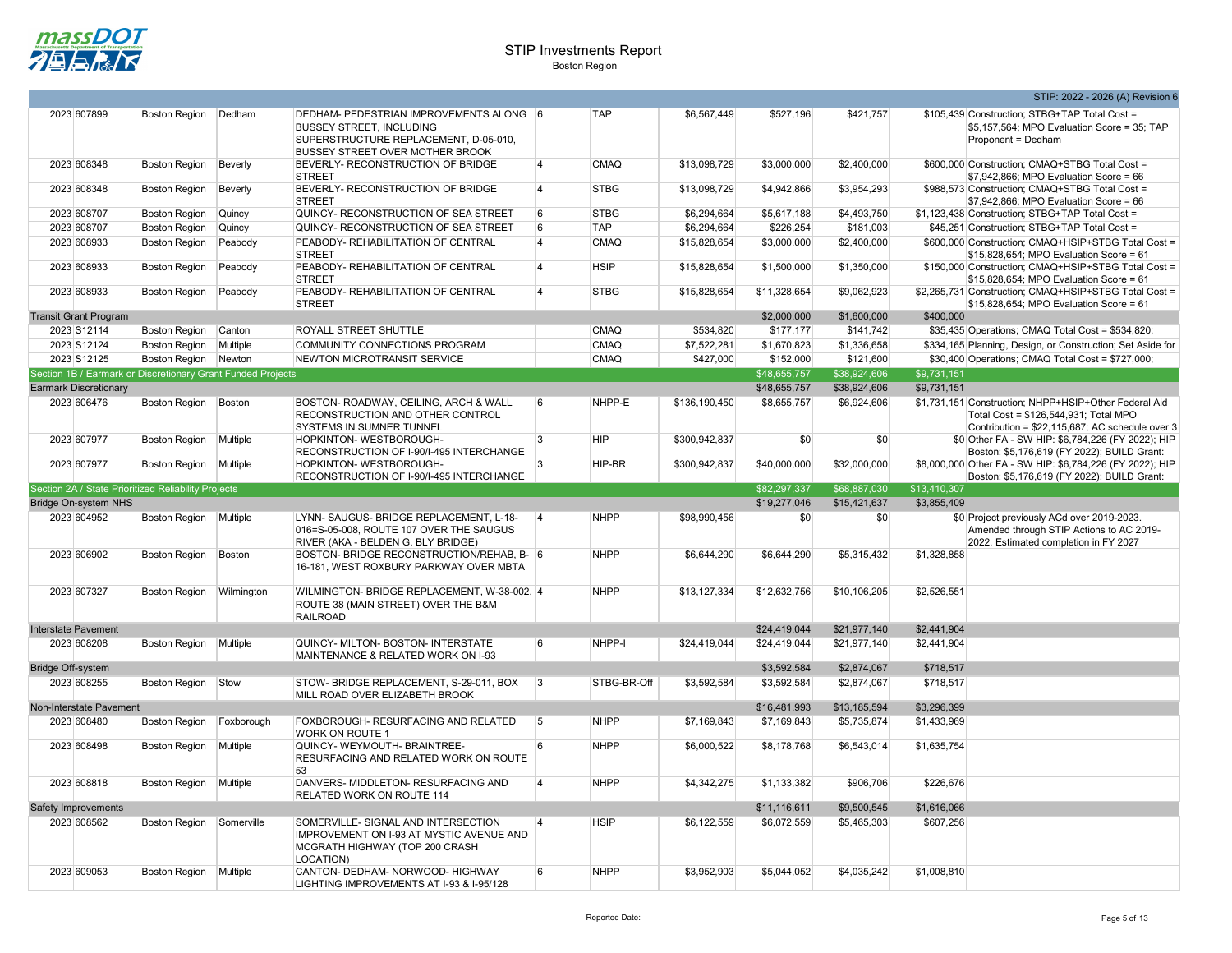# STIP Investments Report

Boston Region

STIP: 2022 - 2026 (A) Revision 6

| | | | | | | | | | | | |
|---|---|---|---|---|---|---|---|---|---|---|---|
| 2023 | 607899 | Boston Region | Dedham | DEDHAM- PEDESTRIAN IMPROVEMENTS ALONG BUSSEY STREET, INCLUDING SUPERSTRUCTURE REPLACEMENT, D-05-010, BUSSEY STREET OVER MOTHER BROOK | 6 | TAP | $6,567,449 | $527,196 | $421,757 | $105,439 | Construction; STBG+TAP Total Cost = $5,157,564; MPO Evaluation Score = 35; TAP Proponent = Dedham |
| 2023 | 608348 | Boston Region | Beverly | BEVERLY- RECONSTRUCTION OF BRIDGE STREET | 4 | CMAQ | $13,098,729 | $3,000,000 | $2,400,000 | $600,000 | Construction; CMAQ+STBG Total Cost = $7,942,866; MPO Evaluation Score = 66 |
| 2023 | 608348 | Boston Region | Beverly | BEVERLY- RECONSTRUCTION OF BRIDGE STREET | 4 | STBG | $13,098,729 | $4,942,866 | $3,954,293 | $988,573 | Construction; CMAQ+STBG Total Cost = $7,942,866; MPO Evaluation Score = 66 |
| 2023 | 608707 | Boston Region | Quincy | QUINCY- RECONSTRUCTION OF SEA STREET | 6 | STBG | $6,294,664 | $5,617,188 | $4,493,750 | $1,123,438 | Construction; STBG+TAP Total Cost = |
| 2023 | 608707 | Boston Region | Quincy | QUINCY- RECONSTRUCTION OF SEA STREET | 6 | TAP | $6,294,664 | $226,254 | $181,003 | $45,251 | Construction; STBG+TAP Total Cost = |
| 2023 | 608933 | Boston Region | Peabody | PEABODY- REHABILITATION OF CENTRAL STREET | 4 | CMAQ | $15,828,654 | $3,000,000 | $2,400,000 | $600,000 | Construction; CMAQ+HSIP+STBG Total Cost = $15,828,654; MPO Evaluation Score = 61 |
| 2023 | 608933 | Boston Region | Peabody | PEABODY- REHABILITATION OF CENTRAL STREET | 4 | HSIP | $15,828,654 | $1,500,000 | $1,350,000 | $150,000 | Construction; CMAQ+HSIP+STBG Total Cost = $15,828,654; MPO Evaluation Score = 61 |
| 2023 | 608933 | Boston Region | Peabody | PEABODY- REHABILITATION OF CENTRAL STREET | 4 | STBG | $15,828,654 | $11,328,654 | $9,062,923 | $2,265,731 | Construction; CMAQ+HSIP+STBG Total Cost = $15,828,654; MPO Evaluation Score = 61 |
| Transit Grant Program | | | | | | | | $2,000,000 | $1,600,000 | $400,000 | |
| 2023 | S12114 | Boston Region | Canton | ROYALL STREET SHUTTLE | | CMAQ | $534,820 | $177,177 | $141,742 | $35,435 | Operations; CMAQ Total Cost = $534,820; |
| 2023 | S12124 | Boston Region | Multiple | COMMUNITY CONNECTIONS PROGRAM | | CMAQ | $7,522,281 | $1,670,823 | $1,336,658 | $334,165 | Planning, Design, or Construction; Set Aside for |
| 2023 | S12125 | Boston Region | Newton | NEWTON MICROTRANSIT SERVICE | | CMAQ | $427,000 | $152,000 | $121,600 | $30,400 | Operations; CMAQ Total Cost = $727,000; |
| Section 1B / Earmark or Discretionary Grant Funded Projects | | | | | | | | $48,655,757 | $38,924,606 | $9,731,151 | |
| Earmark Discretionary | | | | | | | | $48,655,757 | $38,924,606 | $9,731,151 | |
| 2023 | 606476 | Boston Region | Boston | BOSTON- ROADWAY, CEILING, ARCH & WALL RECONSTRUCTION AND OTHER CONTROL SYSTEMS IN SUMNER TUNNEL | 6 | NHPP-E | $136,190,450 | $8,655,757 | $6,924,606 | $1,731,151 | Construction; NHPP+HSIP+Other Federal Aid Total Cost = $126,544,931; Total MPO Contribution = $22,115,687; AC schedule over 3 |
| 2023 | 607977 | Boston Region | Multiple | HOPKINTON- WESTBOROUGH- RECONSTRUCTION OF I-90/I-495 INTERCHANGE | 3 | HIP | $300,942,837 | $0 | $0 | $0 | Other FA - SW HIP: $6,784,226 (FY 2022); HIP Boston: $5,176,619 (FY 2022); BUILD Grant: |
| 2023 | 607977 | Boston Region | Multiple | HOPKINTON- WESTBOROUGH- RECONSTRUCTION OF I-90/I-495 INTERCHANGE | 3 | HIP-BR | $300,942,837 | $40,000,000 | $32,000,000 | $8,000,000 | Other FA - SW HIP: $6,784,226 (FY 2022); HIP Boston: $5,176,619 (FY 2022); BUILD Grant: |
| Section 2A / State Prioritized Reliability Projects | | | | | | | | $82,297,337 | $68,887,030 | $13,410,307 | |
| Bridge On-system NHS | | | | | | | | $19,277,046 | $15,421,637 | $3,855,409 | |
| 2023 | 604952 | Boston Region | Multiple | LYNN- SAUGUS- BRIDGE REPLACEMENT, L-18-016=S-05-008, ROUTE 107 OVER THE SAUGUS RIVER (AKA - BELDEN G. BLY BRIDGE) | 4 | NHPP | $98,990,456 | $0 | $0 | $0 | Project previously ACd over 2019-2023. Amended through STIP Actions to AC 2019-2022. Estimated completion in FY 2027 |
| 2023 | 606902 | Boston Region | Boston | BOSTON- BRIDGE RECONSTRUCTION/REHAB, B-16-181, WEST ROXBURY PARKWAY OVER MBTA | 6 | NHPP | $6,644,290 | $6,644,290 | $5,315,432 | $1,328,858 | |
| 2023 | 607327 | Boston Region | Wilmington | WILMINGTON- BRIDGE REPLACEMENT, W-38-002, ROUTE 38 (MAIN STREET) OVER THE B&M RAILROAD | 4 | NHPP | $13,127,334 | $12,632,756 | $10,106,205 | $2,526,551 | |
| Interstate Pavement | | | | | | | | $24,419,044 | $21,977,140 | $2,441,904 | |
| 2023 | 608208 | Boston Region | Multiple | QUINCY- MILTON- BOSTON- INTERSTATE MAINTENANCE & RELATED WORK ON I-93 | 6 | NHPP-I | $24,419,044 | $24,419,044 | $21,977,140 | $2,441,904 | |
| Bridge Off-system | | | | | | | | $3,592,584 | $2,874,067 | $718,517 | |
| 2023 | 608255 | Boston Region | Stow | STOW- BRIDGE REPLACEMENT, S-29-011, BOX MILL ROAD OVER ELIZABETH BROOK | 3 | STBG-BR-Off | $3,592,584 | $3,592,584 | $2,874,067 | $718,517 | |
| Non-Interstate Pavement | | | | | | | | $16,481,993 | $13,185,594 | $3,296,399 | |
| 2023 | 608480 | Boston Region | Foxborough | FOXBOROUGH- RESURFACING AND RELATED WORK ON ROUTE 1 | 5 | NHPP | $7,169,843 | $7,169,843 | $5,735,874 | $1,433,969 | |
| 2023 | 608498 | Boston Region | Multiple | QUINCY- WEYMOUTH- BRAINTREE- RESURFACING AND RELATED WORK ON ROUTE 53 | 6 | NHPP | $6,000,522 | $8,178,768 | $6,543,014 | $1,635,754 | |
| 2023 | 608818 | Boston Region | Multiple | DANVERS- MIDDLETON- RESURFACING AND RELATED WORK ON ROUTE 114 | 4 | NHPP | $4,342,275 | $1,133,382 | $906,706 | $226,676 | |
| Safety Improvements | | | | | | | | $11,116,611 | $9,500,545 | $1,616,066 | |
| 2023 | 608562 | Boston Region | Somerville | SOMERVILLE- SIGNAL AND INTERSECTION IMPROVEMENT ON I-93 AT MYSTIC AVENUE AND MCGRATH HIGHWAY (TOP 200 CRASH LOCATION) | 4 | HSIP | $6,122,559 | $6,072,559 | $5,465,303 | $607,256 | |
| 2023 | 609053 | Boston Region | Multiple | CANTON- DEDHAM- NORWOOD- HIGHWAY LIGHTING IMPROVEMENTS AT I-93 & I-95/128 | 6 | NHPP | $3,952,903 | $5,044,052 | $4,035,242 | $1,008,810 | |

Reported Date: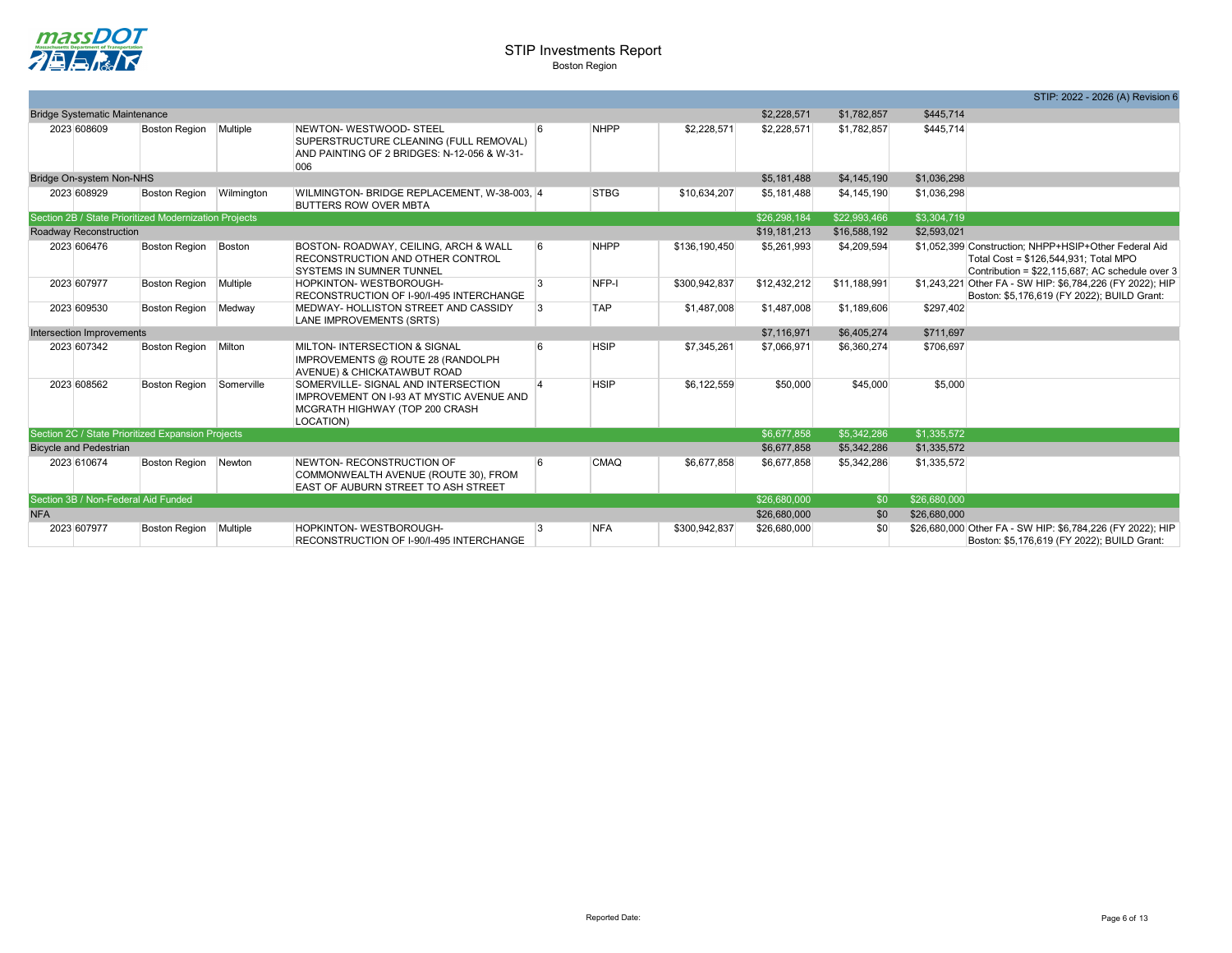# STIP Investments Report

Boston Region

| | | | | | | | | | | | |
|---|---|---|---|---|---|---|---|---|---|---|---|
| | | | | | | | | | | | STIP: 2022 - 2026 (A) Revision 6 |
| Bridge Systematic Maintenance | | | | | | | | $2,228,571 | $1,782,857 | $445,714 | |
| 2023 | 608609 | Boston Region | Multiple | NEWTON- WESTWOOD- STEEL SUPERSTRUCTURE CLEANING (FULL REMOVAL) AND PAINTING OF 2 BRIDGES: N-12-056 & W-31-006 | 6 | NHPP | $2,228,571 | $2,228,571 | $1,782,857 | $445,714 | |
| Bridge On-system Non-NHS | | | | | | | | $5,181,488 | $4,145,190 | $1,036,298 | |
| 2023 | 608929 | Boston Region | Wilmington | WILMINGTON- BRIDGE REPLACEMENT, W-38-003, BUTTERS ROW OVER MBTA | 4 | STBG | $10,634,207 | $5,181,488 | $4,145,190 | $1,036,298 | |
| Section 2B / State Prioritized Modernization Projects | | | | | | | | $26,298,184 | $22,993,466 | $3,304,719 | |
| Roadway Reconstruction | | | | | | | | $19,181,213 | $16,588,192 | $2,593,021 | |
| 2023 | 606476 | Boston Region | Boston | BOSTON- ROADWAY, CEILING, ARCH & WALL RECONSTRUCTION AND OTHER CONTROL SYSTEMS IN SUMNER TUNNEL | 6 | NHPP | $136,190,450 | $5,261,993 | $4,209,594 | $1,052,399 | Construction; NHPP+HSIP+Other Federal Aid Total Cost = $126,544,931; Total MPO Contribution = $22,115,687; AC schedule over 3 |
| 2023 | 607977 | Boston Region | Multiple | HOPKINTON- WESTBOROUGH- RECONSTRUCTION OF I-90/I-495 INTERCHANGE | 3 | NFP-I | $300,942,837 | $12,432,212 | $11,188,991 | $1,243,221 | Other FA - SW HIP: $6,784,226 (FY 2022); HIP Boston: $5,176,619 (FY 2022); BUILD Grant: |
| 2023 | 609530 | Boston Region | Medway | MEDWAY- HOLLISTON STREET AND CASSIDY LANE IMPROVEMENTS (SRTS) | 3 | TAP | $1,487,008 | $1,487,008 | $1,189,606 | $297,402 | |
| Intersection Improvements | | | | | | | | $7,116,971 | $6,405,274 | $711,697 | |
| 2023 | 607342 | Boston Region | Milton | MILTON- INTERSECTION & SIGNAL IMPROVEMENTS @ ROUTE 28 (RANDOLPH AVENUE) & CHICKATAWBUT ROAD | 6 | HSIP | $7,345,261 | $7,066,971 | $6,360,274 | $706,697 | |
| 2023 | 608562 | Boston Region | Somerville | SOMERVILLE- SIGNAL AND INTERSECTION IMPROVEMENT ON I-93 AT MYSTIC AVENUE AND MCGRATH HIGHWAY (TOP 200 CRASH LOCATION) | 4 | HSIP | $6,122,559 | $50,000 | $45,000 | $5,000 | |
| Section 2C / State Prioritized Expansion Projects | | | | | | | | $6,677,858 | $5,342,286 | $1,335,572 | |
| Bicycle and Pedestrian | | | | | | | | $6,677,858 | $5,342,286 | $1,335,572 | |
| 2023 | 610674 | Boston Region | Newton | NEWTON- RECONSTRUCTION OF COMMONWEALTH AVENUE (ROUTE 30), FROM EAST OF AUBURN STREET TO ASH STREET | 6 | CMAQ | $6,677,858 | $6,677,858 | $5,342,286 | $1,335,572 | |
| Section 3B / Non-Federal Aid Funded | | | | | | | | $26,680,000 | $0 | $26,680,000 | |
| NFA | | | | | | | | $26,680,000 | $0 | $26,680,000 | |
| 2023 | 607977 | Boston Region | Multiple | HOPKINTON- WESTBOROUGH- RECONSTRUCTION OF I-90/I-495 INTERCHANGE | 3 | NFA | $300,942,837 | $26,680,000 | $0 | $26,680,000 | Other FA - SW HIP: $6,784,226 (FY 2022); HIP Boston: $5,176,619 (FY 2022); BUILD Grant: |

Reported Date: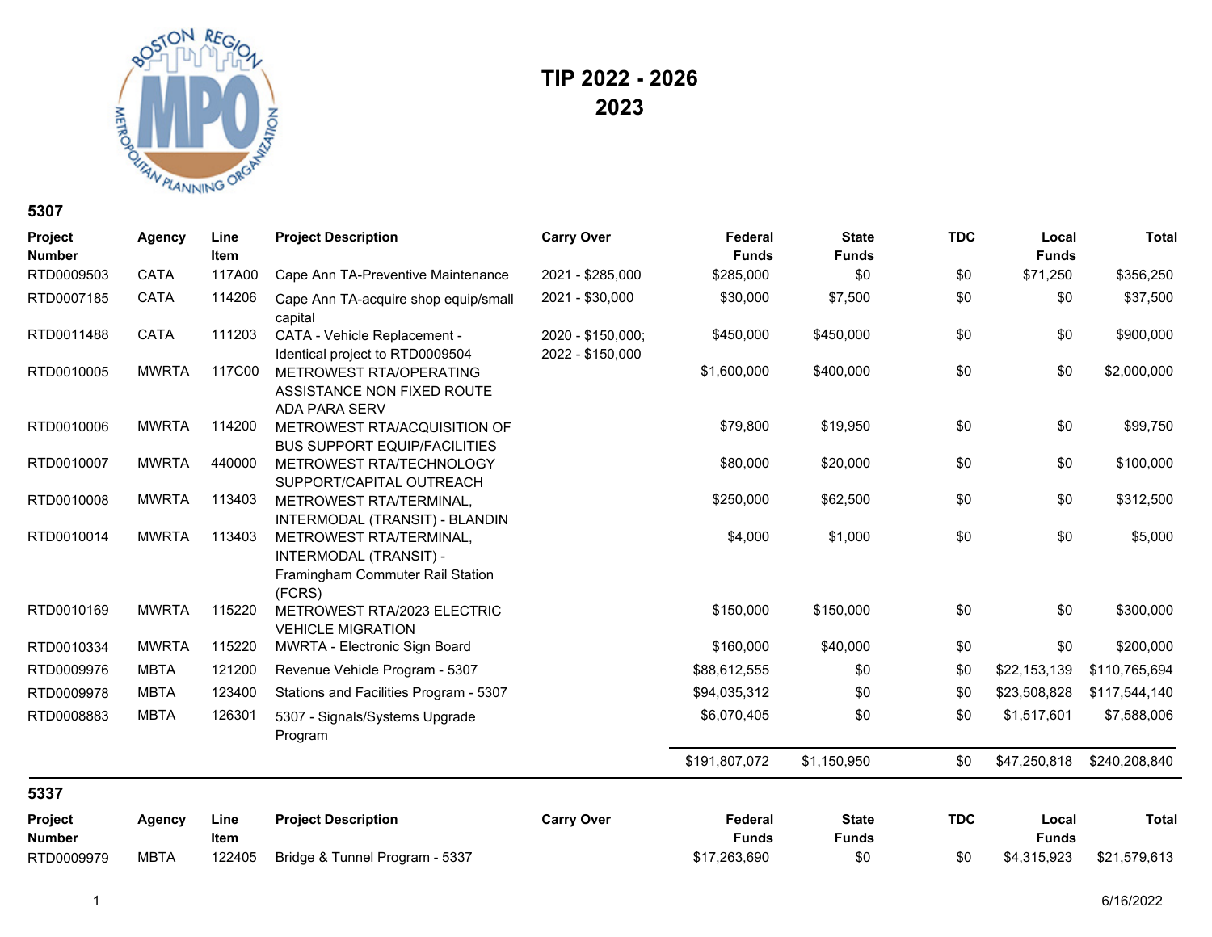# TIP 2022 - 2026
## 2023

### 5307

| Project Number | Agency | Line Item | Project Description | Carry Over | Federal Funds | State Funds | TDC | Local Funds | Total |
|---|---|---|---|---|---|---|---|---|---|
| RTD0009503 | CATA | 117A00 | Cape Ann TA-Preventive Maintenance | 2021 - $285,000 | $285,000 | $0 | $0 | $71,250 | $356,250 |
| RTD0007185 | CATA | 114206 | Cape Ann TA-acquire shop equip/small capital | 2021 - $30,000 | $30,000 | $7,500 | $0 | $0 | $37,500 |
| RTD0011488 | CATA | 111203 | CATA - Vehicle Replacement - Identical project to RTD0009504 | 2020 - $150,000; 2022 - $150,000 | $450,000 | $450,000 | $0 | $0 | $900,000 |
| RTD0010005 | MWRTA | 117C00 | METROWEST RTA/OPERATING ASSISTANCE NON FIXED ROUTE ADA PARA SERV | | $1,600,000 | $400,000 | $0 | $0 | $2,000,000 |
| RTD0010006 | MWRTA | 114200 | METROWEST RTA/ACQUISITION OF BUS SUPPORT EQUIP/FACILITIES | | $79,800 | $19,950 | $0 | $0 | $99,750 |
| RTD0010007 | MWRTA | 440000 | METROWEST RTA/TECHNOLOGY SUPPORT/CAPITAL OUTREACH | | $80,000 | $20,000 | $0 | $0 | $100,000 |
| RTD0010008 | MWRTA | 113403 | METROWEST RTA/TERMINAL, INTERMODAL (TRANSIT) - BLANDIN | | $250,000 | $62,500 | $0 | $0 | $312,500 |
| RTD0010014 | MWRTA | 113403 | METROWEST RTA/TERMINAL, INTERMODAL (TRANSIT) - Framingham Commuter Rail Station (FCRS) | | $4,000 | $1,000 | $0 | $0 | $5,000 |
| RTD0010169 | MWRTA | 115220 | METROWEST RTA/2023 ELECTRIC VEHICLE MIGRATION | | $150,000 | $150,000 | $0 | $0 | $300,000 |
| RTD0010334 | MWRTA | 115220 | MWRTA - Electronic Sign Board | | $160,000 | $40,000 | $0 | $0 | $200,000 |
| RTD0009976 | MBTA | 121200 | Revenue Vehicle Program - 5307 | | $88,612,555 | $0 | $0 | $22,153,139 | $110,765,694 |
| RTD0009978 | MBTA | 123400 | Stations and Facilities Program - 5307 | | $94,035,312 | $0 | $0 | $23,508,828 | $117,544,140 |
| RTD0008883 | MBTA | 126301 | 5307 - Signals/Systems Upgrade Program | | $6,070,405 | $0 | $0 | $1,517,601 | $7,588,006 |
| | | | | | $191,807,072 | $1,150,950 | $0 | $47,250,818 | $240,208,840 |

### 5337

| Project Number | Agency | Line Item | Project Description | Carry Over | Federal Funds | State Funds | TDC | Local Funds | Total |
|---|---|---|---|---|---|---|---|---|---|
| RTD0009979 | MBTA | 122405 | Bridge & Tunnel Program - 5337 | | $17,263,690 | $0 | $0 | $4,315,923 | $21,579,613 |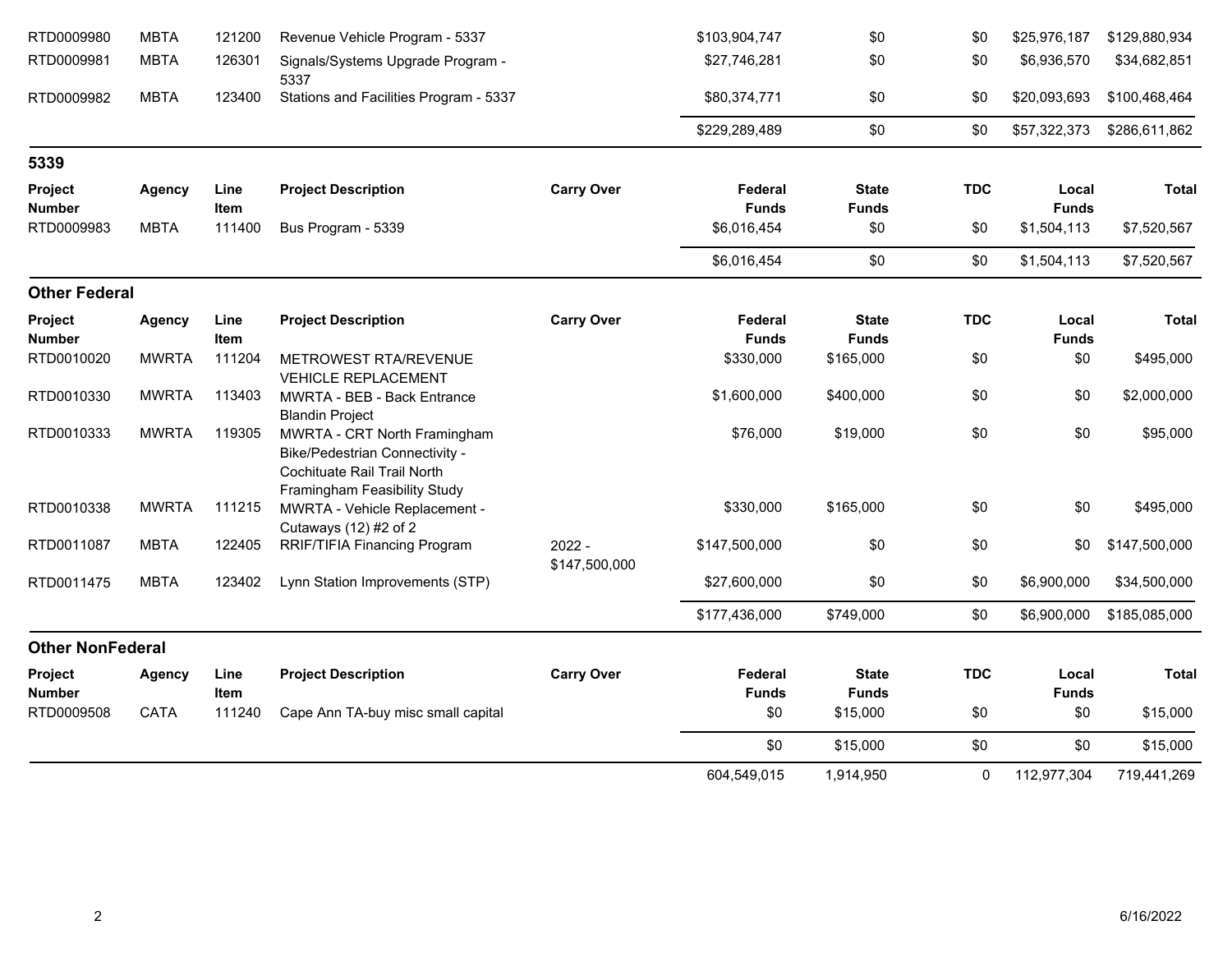| | | | | | | | | | |
|---|---|---|---|---|---|---|---|---|---|
| RTD0009980 | MBTA | 121200 | Revenue Vehicle Program - 5337 | | $103,904,747 | $0 | $0 | $25,976,187 | $129,880,934 |
| RTD0009981 | MBTA | 126301 | Signals/Systems Upgrade Program - 5337 | | $27,746,281 | $0 | $0 | $6,936,570 | $34,682,851 |
| RTD0009982 | MBTA | 123400 | Stations and Facilities Program - 5337 | | $80,374,771 | $0 | $0 | $20,093,693 | $100,468,464 |
| | | | | | $229,289,489 | $0 | $0 | $57,322,373 | $286,611,862 |

## 5339

| Project Number | Agency | Line Item | Project Description | Carry Over | Federal Funds | State Funds | TDC | Local Funds | Total |
|---|---|---|---|---|---|---|---|---|---|
| RTD0009983 | MBTA | 111400 | Bus Program - 5339 | | $6,016,454 | $0 | $0 | $1,504,113 | $7,520,567 |
| | | | | | $6,016,454 | $0 | $0 | $1,504,113 | $7,520,567 |

## Other Federal

| Project Number | Agency | Line Item | Project Description | Carry Over | Federal Funds | State Funds | TDC | Local Funds | Total |
|---|---|---|---|---|---|---|---|---|---|
| RTD0010020 | MWRTA | 111204 | METROWEST RTA/REVENUE VEHICLE REPLACEMENT | | $330,000 | $165,000 | $0 | $0 | $495,000 |
| RTD0010330 | MWRTA | 113403 | MWRTA - BEB - Back Entrance Blandin Project | | $1,600,000 | $400,000 | $0 | $0 | $2,000,000 |
| RTD0010333 | MWRTA | 119305 | MWRTA - CRT North Framingham Bike/Pedestrian Connectivity - Cochituate Rail Trail North Framingham Feasibility Study | | $76,000 | $19,000 | $0 | $0 | $95,000 |
| RTD0010338 | MWRTA | 111215 | MWRTA - Vehicle Replacement - Cutaways (12) #2 of 2 | | $330,000 | $165,000 | $0 | $0 | $495,000 |
| RTD0011087 | MBTA | 122405 | RRIF/TIFIA Financing Program | 2022 - $147,500,000 | $147,500,000 | $0 | $0 | $0 | $147,500,000 |
| RTD0011475 | MBTA | 123402 | Lynn Station Improvements (STP) | | $27,600,000 | $0 | $0 | $6,900,000 | $34,500,000 |
| | | | | | $177,436,000 | $749,000 | $0 | $6,900,000 | $185,085,000 |

## Other NonFederal

| Project Number | Agency | Line Item | Project Description | Carry Over | Federal Funds | State Funds | TDC | Local Funds | Total |
|---|---|---|---|---|---|---|---|---|---|
| RTD0009508 | CATA | 111240 | Cape Ann TA-buy misc small capital | | $0 | $15,000 | $0 | $0 | $15,000 |
| | | | | | $0 | $15,000 | $0 | $0 | $15,000 |
| | | | | | 604,549,015 | 1,914,950 | 0 | 112,977,304 | 719,441,269 |

6/16/2022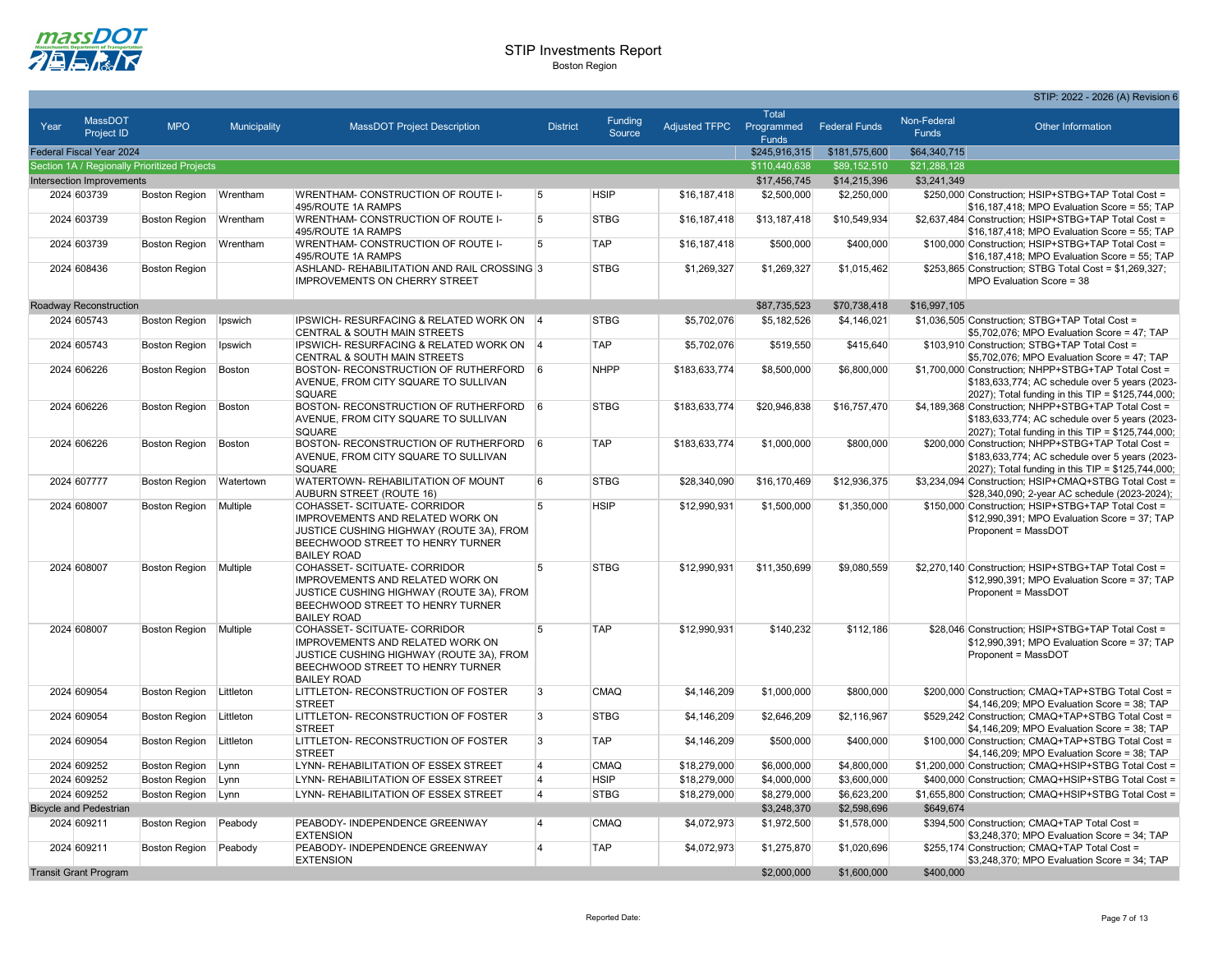# STIP Investments Report

Boston Region

STIP: 2022 - 2026 (A) Revision 6

| Year | MassDOT Project ID | MPO | Municipality | MassDOT Project Description | District | Funding Source | Adjusted TFPC | Total Programmed Funds | Federal Funds | Non-Federal Funds | Other Information |
|---|---|---|---|---|---|---|---|---|---|---|---|
| Federal Fiscal Year 2024 | | | | | | | | $245,916,315 | $181,575,600 | $64,340,715 | |
| Section 1A / Regionally Prioritized Projects | | | | | | | | $110,440,638 | $89,152,510 | $21,288,128 | |
| Intersection Improvements | | | | | | | | $17,456,745 | $14,215,396 | $3,241,349 | |
| 2024 | 603739 | Boston Region | Wrentham | WRENTHAM- CONSTRUCTION OF ROUTE I-495/ROUTE 1A RAMPS | 5 | HSIP | $16,187,418 | $2,500,000 | $2,250,000 | $250,000 | Construction; HSIP+STBG+TAP Total Cost = $16,187,418; MPO Evaluation Score = 55; TAP |
| 2024 | 603739 | Boston Region | Wrentham | WRENTHAM- CONSTRUCTION OF ROUTE I-495/ROUTE 1A RAMPS | 5 | STBG | $16,187,418 | $13,187,418 | $10,549,934 | $2,637,484 | Construction; HSIP+STBG+TAP Total Cost = $16,187,418; MPO Evaluation Score = 55; TAP |
| 2024 | 603739 | Boston Region | Wrentham | WRENTHAM- CONSTRUCTION OF ROUTE I-495/ROUTE 1A RAMPS | 5 | TAP | $16,187,418 | $500,000 | $400,000 | $100,000 | Construction; HSIP+STBG+TAP Total Cost = $16,187,418; MPO Evaluation Score = 55; TAP |
| 2024 | 608436 | Boston Region | | ASHLAND- REHABILITATION AND RAIL CROSSING IMPROVEMENTS ON CHERRY STREET | 3 | STBG | $1,269,327 | $1,269,327 | $1,015,462 | $253,865 | Construction; STBG Total Cost = $1,269,327; MPO Evaluation Score = 38 |
| Roadway Reconstruction | | | | | | | | $87,735,523 | $70,738,418 | $16,997,105 | |
| 2024 | 605743 | Boston Region | Ipswich | IPSWICH- RESURFACING & RELATED WORK ON CENTRAL & SOUTH MAIN STREETS | 4 | STBG | $5,702,076 | $5,182,526 | $4,146,021 | $1,036,505 | Construction; STBG+TAP Total Cost = $5,702,076; MPO Evaluation Score = 47; TAP |
| 2024 | 605743 | Boston Region | Ipswich | IPSWICH- RESURFACING & RELATED WORK ON CENTRAL & SOUTH MAIN STREETS | 4 | TAP | $5,702,076 | $519,550 | $415,640 | $103,910 | Construction; STBG+TAP Total Cost = $5,702,076; MPO Evaluation Score = 47; TAP |
| 2024 | 606226 | Boston Region | Boston | BOSTON- RECONSTRUCTION OF RUTHERFORD AVENUE, FROM CITY SQUARE TO SULLIVAN SQUARE | 6 | NHPP | $183,633,774 | $8,500,000 | $6,800,000 | $1,700,000 | Construction; NHPP+STBG+TAP Total Cost = $183,633,774; AC schedule over 5 years (2023-2027); Total funding in this TIP = $125,744,000; |
| 2024 | 606226 | Boston Region | Boston | BOSTON- RECONSTRUCTION OF RUTHERFORD AVENUE, FROM CITY SQUARE TO SULLIVAN SQUARE | 6 | STBG | $183,633,774 | $20,946,838 | $16,757,470 | $4,189,368 | Construction; NHPP+STBG+TAP Total Cost = $183,633,774; AC schedule over 5 years (2023-2027); Total funding in this TIP = $125,744,000; |
| 2024 | 606226 | Boston Region | Boston | BOSTON- RECONSTRUCTION OF RUTHERFORD AVENUE, FROM CITY SQUARE TO SULLIVAN SQUARE | 6 | TAP | $183,633,774 | $1,000,000 | $800,000 | $200,000 | Construction; NHPP+STBG+TAP Total Cost = $183,633,774; AC schedule over 5 years (2023-2027); Total funding in this TIP = $125,744,000; |
| 2024 | 607777 | Boston Region | Watertown | WATERTOWN- REHABILITATION OF MOUNT AUBURN STREET (ROUTE 16) | 6 | STBG | $28,340,090 | $16,170,469 | $12,936,375 | $3,234,094 | Construction; HSIP+CMAQ+STBG Total Cost = $28,340,090; 2-year AC schedule (2023-2024); |
| 2024 | 608007 | Boston Region | Multiple | COHASSET- SCITUATE- CORRIDOR IMPROVEMENTS AND RELATED WORK ON JUSTICE CUSHING HIGHWAY (ROUTE 3A), FROM BEECHWOOD STREET TO HENRY TURNER BAILEY ROAD | 5 | HSIP | $12,990,931 | $1,500,000 | $1,350,000 | $150,000 | Construction; HSIP+STBG+TAP Total Cost = $12,990,391; MPO Evaluation Score = 37; TAP Proponent = MassDOT |
| 2024 | 608007 | Boston Region | Multiple | COHASSET- SCITUATE- CORRIDOR IMPROVEMENTS AND RELATED WORK ON JUSTICE CUSHING HIGHWAY (ROUTE 3A), FROM BEECHWOOD STREET TO HENRY TURNER BAILEY ROAD | 5 | STBG | $12,990,931 | $11,350,699 | $9,080,559 | $2,270,140 | Construction; HSIP+STBG+TAP Total Cost = $12,990,391; MPO Evaluation Score = 37; TAP Proponent = MassDOT |
| 2024 | 608007 | Boston Region | Multiple | COHASSET- SCITUATE- CORRIDOR IMPROVEMENTS AND RELATED WORK ON JUSTICE CUSHING HIGHWAY (ROUTE 3A), FROM BEECHWOOD STREET TO HENRY TURNER BAILEY ROAD | 5 | TAP | $12,990,931 | $140,232 | $112,186 | $28,046 | Construction; HSIP+STBG+TAP Total Cost = $12,990,391; MPO Evaluation Score = 37; TAP Proponent = MassDOT |
| 2024 | 609054 | Boston Region | Littleton | LITTLETON- RECONSTRUCTION OF FOSTER STREET | 3 | CMAQ | $4,146,209 | $1,000,000 | $800,000 | $200,000 | Construction; CMAQ+TAP+STBG Total Cost = $4,146,209; MPO Evaluation Score = 38; TAP |
| 2024 | 609054 | Boston Region | Littleton | LITTLETON- RECONSTRUCTION OF FOSTER STREET | 3 | STBG | $4,146,209 | $2,646,209 | $2,116,967 | $529,242 | Construction; CMAQ+TAP+STBG Total Cost = $4,146,209; MPO Evaluation Score = 38; TAP |
| 2024 | 609054 | Boston Region | Littleton | LITTLETON- RECONSTRUCTION OF FOSTER STREET | 3 | TAP | $4,146,209 | $500,000 | $400,000 | $100,000 | Construction; CMAQ+TAP+STBG Total Cost = $4,146,209; MPO Evaluation Score = 38; TAP |
| 2024 | 609252 | Boston Region | Lynn | LYNN- REHABILITATION OF ESSEX STREET | 4 | CMAQ | $18,279,000 | $6,000,000 | $4,800,000 | $1,200,000 | Construction; CMAQ+HSIP+STBG Total Cost = |
| 2024 | 609252 | Boston Region | Lynn | LYNN- REHABILITATION OF ESSEX STREET | 4 | HSIP | $18,279,000 | $4,000,000 | $3,600,000 | $400,000 | Construction; CMAQ+HSIP+STBG Total Cost = |
| 2024 | 609252 | Boston Region | Lynn | LYNN- REHABILITATION OF ESSEX STREET | 4 | STBG | $18,279,000 | $8,279,000 | $6,623,200 | $1,655,800 | Construction; CMAQ+HSIP+STBG Total Cost = |
| Bicycle and Pedestrian | | | | | | | | $3,248,370 | $2,598,696 | $649,674 | |
| 2024 | 609211 | Boston Region | Peabody | PEABODY- INDEPENDENCE GREENWAY EXTENSION | 4 | CMAQ | $4,072,973 | $1,972,500 | $1,578,000 | $394,500 | Construction; CMAQ+TAP Total Cost = $3,248,370; MPO Evaluation Score = 34; TAP |
| 2024 | 609211 | Boston Region | Peabody | PEABODY- INDEPENDENCE GREENWAY EXTENSION | 4 | TAP | $4,072,973 | $1,275,870 | $1,020,696 | $255,174 | Construction; CMAQ+TAP Total Cost = $3,248,370; MPO Evaluation Score = 34; TAP |
| Transit Grant Program | | | | | | | | $2,000,000 | $1,600,000 | $400,000 | |

Reported Date: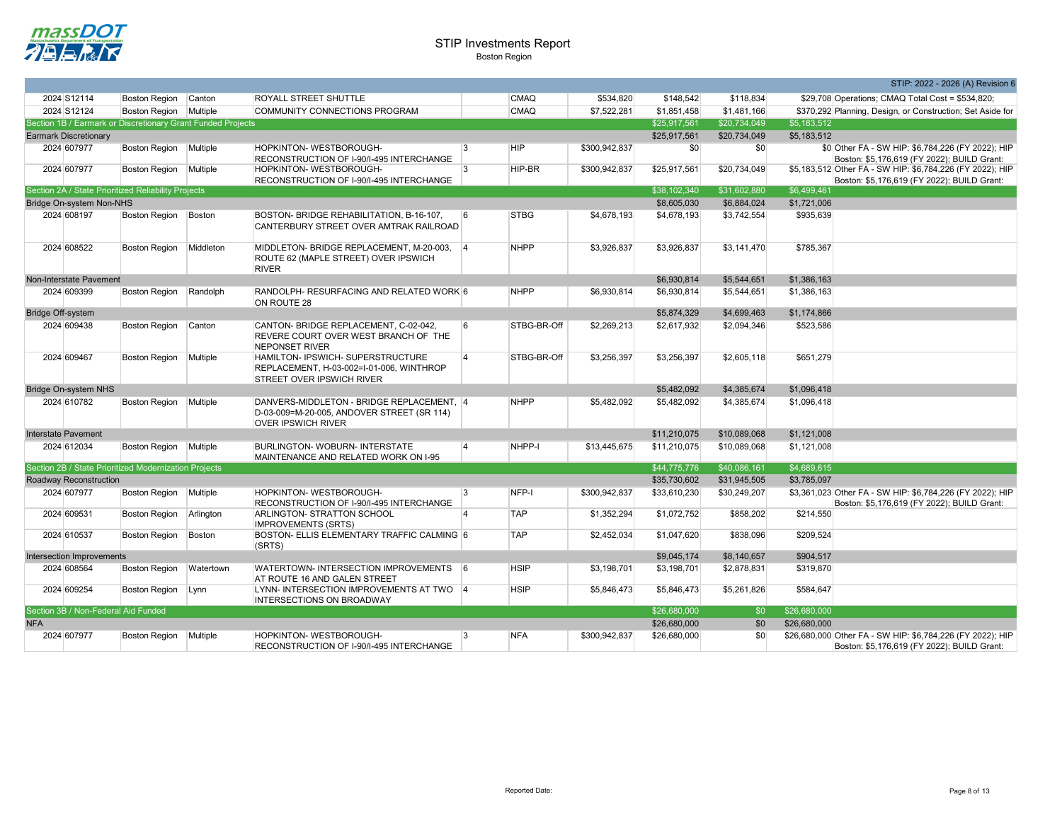# STIP Investments Report

Boston Region

STIP: 2022 - 2026 (A) Revision 6

| | | | | | | | | | | | |
|---|---|---|---|---|---|---|---|---|---|---|---|
| 2024 | S12114 | Boston Region | Canton | ROYALL STREET SHUTTLE | | CMAQ | $534,820 | $148,542 | $118,834 | $29,708 | Operations; CMAQ Total Cost = $534,820; |
| 2024 | S12124 | Boston Region | Multiple | COMMUNITY CONNECTIONS PROGRAM | | CMAQ | $7,522,281 | $1,851,458 | $1,481,166 | $370,292 | Planning, Design, or Construction; Set Aside for |
| Section 1B / Earmark or Discretionary Grant Funded Projects | | | | | | | | $25,917,561 | $20,734,049 | $5,183,512 | |
| Earmark Discretionary | | | | | | | | $25,917,561 | $20,734,049 | $5,183,512 | |
| 2024 | 607977 | Boston Region | Multiple | HOPKINTON- WESTBOROUGH- RECONSTRUCTION OF I-90/I-495 INTERCHANGE | 3 | HIP | $300,942,837 | $0 | $0 | $0 | Other FA - SW HIP: $6,784,226 (FY 2022); HIP Boston: $5,176,619 (FY 2022); BUILD Grant: |
| 2024 | 607977 | Boston Region | Multiple | HOPKINTON- WESTBOROUGH- RECONSTRUCTION OF I-90/I-495 INTERCHANGE | 3 | HIP-BR | $300,942,837 | $25,917,561 | $20,734,049 | $5,183,512 | Other FA - SW HIP: $6,784,226 (FY 2022); HIP Boston: $5,176,619 (FY 2022); BUILD Grant: |
| Section 2A / State Prioritized Reliability Projects | | | | | | | | $38,102,340 | $31,602,880 | $6,499,461 | |
| Bridge On-system Non-NHS | | | | | | | | $8,605,030 | $6,884,024 | $1,721,006 | |
| 2024 | 608197 | Boston Region | Boston | BOSTON- BRIDGE REHABILITATION, B-16-107, CANTERBURY STREET OVER AMTRAK RAILROAD | 6 | STBG | $4,678,193 | $4,678,193 | $3,742,554 | $935,639 | |
| 2024 | 608522 | Boston Region | Middleton | MIDDLETON- BRIDGE REPLACEMENT, M-20-003, ROUTE 62 (MAPLE STREET) OVER IPSWICH RIVER | 4 | NHPP | $3,926,837 | $3,926,837 | $3,141,470 | $785,367 | |
| Non-Interstate Pavement | | | | | | | | $6,930,814 | $5,544,651 | $1,386,163 | |
| 2024 | 609399 | Boston Region | Randolph | RANDOLPH- RESURFACING AND RELATED WORK ON ROUTE 28 | 6 | NHPP | $6,930,814 | $6,930,814 | $5,544,651 | $1,386,163 | |
| Bridge Off-system | | | | | | | | $5,874,329 | $4,699,463 | $1,174,866 | |
| 2024 | 609438 | Boston Region | Canton | CANTON- BRIDGE REPLACEMENT, C-02-042, REVERE COURT OVER WEST BRANCH OF THE NEPONSET RIVER | 6 | STBG-BR-Off | $2,269,213 | $2,617,932 | $2,094,346 | $523,586 | |
| 2024 | 609467 | Boston Region | Multiple | HAMILTON- IPSWICH- SUPERSTRUCTURE REPLACEMENT, H-03-002=I-01-006, WINTHROP STREET OVER IPSWICH RIVER | 4 | STBG-BR-Off | $3,256,397 | $3,256,397 | $2,605,118 | $651,279 | |
| Bridge On-system NHS | | | | | | | | $5,482,092 | $4,385,674 | $1,096,418 | |
| 2024 | 610782 | Boston Region | Multiple | DANVERS-MIDDLETON - BRIDGE REPLACEMENT, D-03-009=M-20-005, ANDOVER STREET (SR 114) OVER IPSWICH RIVER | 4 | NHPP | $5,482,092 | $5,482,092 | $4,385,674 | $1,096,418 | |
| Interstate Pavement | | | | | | | | $11,210,075 | $10,089,068 | $1,121,008 | |
| 2024 | 612034 | Boston Region | Multiple | BURLINGTON- WOBURN- INTERSTATE MAINTENANCE AND RELATED WORK ON I-95 | 4 | NHPP-I | $13,445,675 | $11,210,075 | $10,089,068 | $1,121,008 | |
| Section 2B / State Prioritized Modernization Projects | | | | | | | | $44,775,776 | $40,086,161 | $4,689,615 | |
| Roadway Reconstruction | | | | | | | | $35,730,602 | $31,945,505 | $3,785,097 | |
| 2024 | 607977 | Boston Region | Multiple | HOPKINTON- WESTBOROUGH- RECONSTRUCTION OF I-90/I-495 INTERCHANGE | 3 | NFP-I | $300,942,837 | $33,610,230 | $30,249,207 | $3,361,023 | Other FA - SW HIP: $6,784,226 (FY 2022); HIP Boston: $5,176,619 (FY 2022); BUILD Grant: |
| 2024 | 609531 | Boston Region | Arlington | ARLINGTON- STRATTON SCHOOL IMPROVEMENTS (SRTS) | 4 | TAP | $1,352,294 | $1,072,752 | $858,202 | $214,550 | |
| 2024 | 610537 | Boston Region | Boston | BOSTON- ELLIS ELEMENTARY TRAFFIC CALMING (SRTS) | 6 | TAP | $2,452,034 | $1,047,620 | $838,096 | $209,524 | |
| Intersection Improvements | | | | | | | | $9,045,174 | $8,140,657 | $904,517 | |
| 2024 | 608564 | Boston Region | Watertown | WATERTOWN- INTERSECTION IMPROVEMENTS AT ROUTE 16 AND GALEN STREET | 6 | HSIP | $3,198,701 | $3,198,701 | $2,878,831 | $319,870 | |
| 2024 | 609254 | Boston Region | Lynn | LYNN- INTERSECTION IMPROVEMENTS AT TWO INTERSECTIONS ON BROADWAY | 4 | HSIP | $5,846,473 | $5,846,473 | $5,261,826 | $584,647 | |
| Section 3B / Non-Federal Aid Funded | | | | | | | | $26,680,000 | $0 | $26,680,000 | |
| NFA | | | | | | | | $26,680,000 | $0 | $26,680,000 | |
| 2024 | 607977 | Boston Region | Multiple | HOPKINTON- WESTBOROUGH- RECONSTRUCTION OF I-90/I-495 INTERCHANGE | 3 | NFA | $300,942,837 | $26,680,000 | $0 | $26,680,000 | Other FA - SW HIP: $6,784,226 (FY 2022); HIP Boston: $5,176,619 (FY 2022); BUILD Grant: |

Reported Date: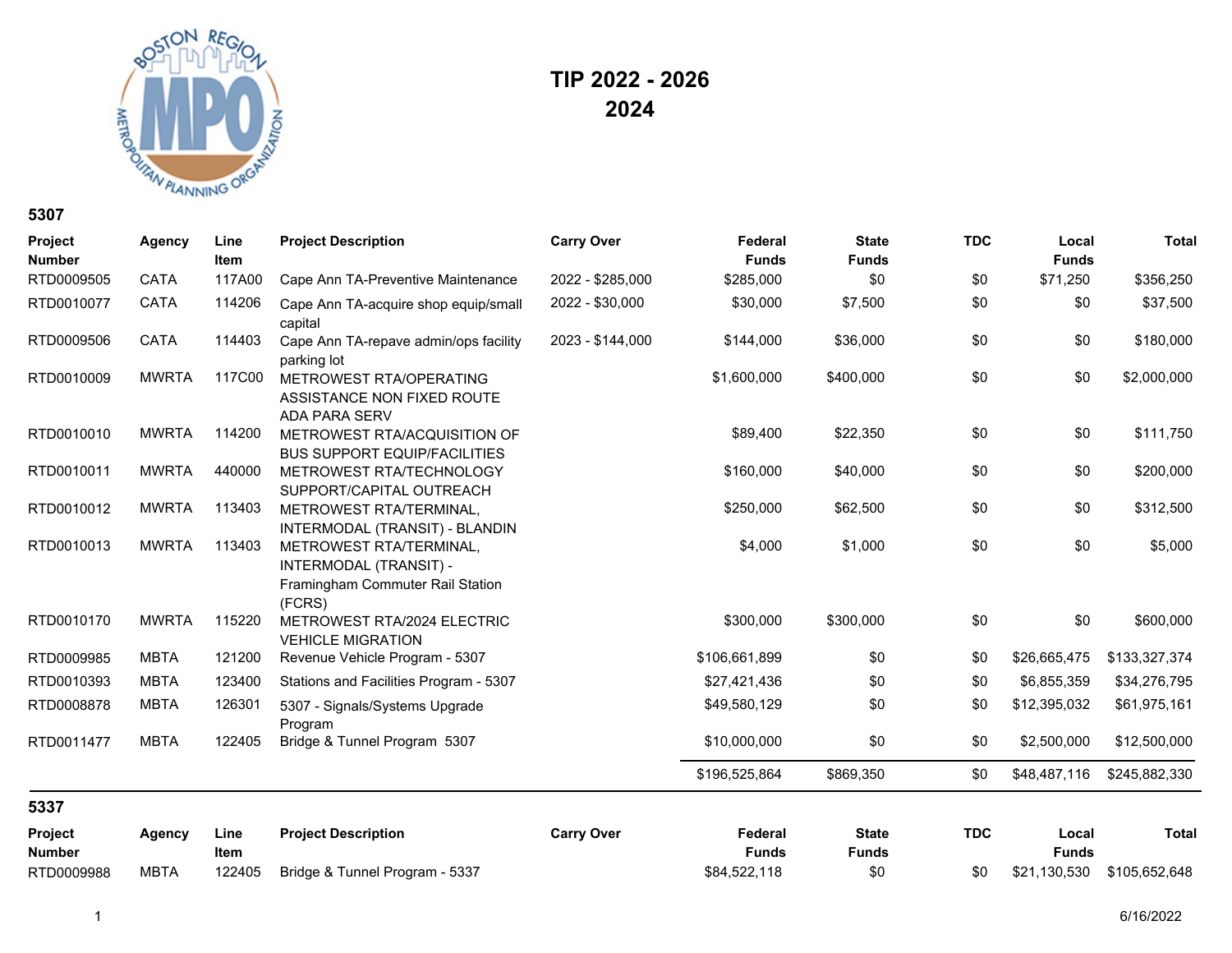# TIP 2022 - 2026
## 2024

### 5307

| Project Number | Agency | Line Item | Project Description | Carry Over | Federal Funds | State Funds | TDC | Local Funds | Total |
|---|---|---|---|---|---|---|---|---|---|
| RTD0009505 | CATA | 117A00 | Cape Ann TA-Preventive Maintenance | 2022 - $285,000 | $285,000 | $0 | $0 | $71,250 | $356,250 |
| RTD0010077 | CATA | 114206 | Cape Ann TA-acquire shop equip/small capital | 2022 - $30,000 | $30,000 | $7,500 | $0 | $0 | $37,500 |
| RTD0009506 | CATA | 114403 | Cape Ann TA-repave admin/ops facility parking lot | 2023 - $144,000 | $144,000 | $36,000 | $0 | $0 | $180,000 |
| RTD0010009 | MWRTA | 117C00 | METROWEST RTA/OPERATING ASSISTANCE NON FIXED ROUTE ADA PARA SERV | | $1,600,000 | $400,000 | $0 | $0 | $2,000,000 |
| RTD0010010 | MWRTA | 114200 | METROWEST RTA/ACQUISITION OF BUS SUPPORT EQUIP/FACILITIES | | $89,400 | $22,350 | $0 | $0 | $111,750 |
| RTD0010011 | MWRTA | 440000 | METROWEST RTA/TECHNOLOGY SUPPORT/CAPITAL OUTREACH | | $160,000 | $40,000 | $0 | $0 | $200,000 |
| RTD0010012 | MWRTA | 113403 | METROWEST RTA/TERMINAL, INTERMODAL (TRANSIT) - BLANDIN | | $250,000 | $62,500 | $0 | $0 | $312,500 |
| RTD0010013 | MWRTA | 113403 | METROWEST RTA/TERMINAL, INTERMODAL (TRANSIT) - Framingham Commuter Rail Station (FCRS) | | $4,000 | $1,000 | $0 | $0 | $5,000 |
| RTD0010170 | MWRTA | 115220 | METROWEST RTA/2024 ELECTRIC VEHICLE MIGRATION | | $300,000 | $300,000 | $0 | $0 | $600,000 |
| RTD0009985 | MBTA | 121200 | Revenue Vehicle Program - 5307 | | $106,661,899 | $0 | $0 | $26,665,475 | $133,327,374 |
| RTD0010393 | MBTA | 123400 | Stations and Facilities Program - 5307 | | $27,421,436 | $0 | $0 | $6,855,359 | $34,276,795 |
| RTD0008878 | MBTA | 126301 | 5307 - Signals/Systems Upgrade Program | | $49,580,129 | $0 | $0 | $12,395,032 | $61,975,161 |
| RTD0011477 | MBTA | 122405 | Bridge & Tunnel Program 5307 | | $10,000,000 | $0 | $0 | $2,500,000 | $12,500,000 |
| | | | | | $196,525,864 | $869,350 | $0 | $48,487,116 | $245,882,330 |

### 5337

| Project Number | Agency | Line Item | Project Description | Carry Over | Federal Funds | State Funds | TDC | Local Funds | Total |
|---|---|---|---|---|---|---|---|---|---|
| RTD0009988 | MBTA | 122405 | Bridge & Tunnel Program - 5337 | | $84,522,118 | $0 | $0 | $21,130,530 | $105,652,648 |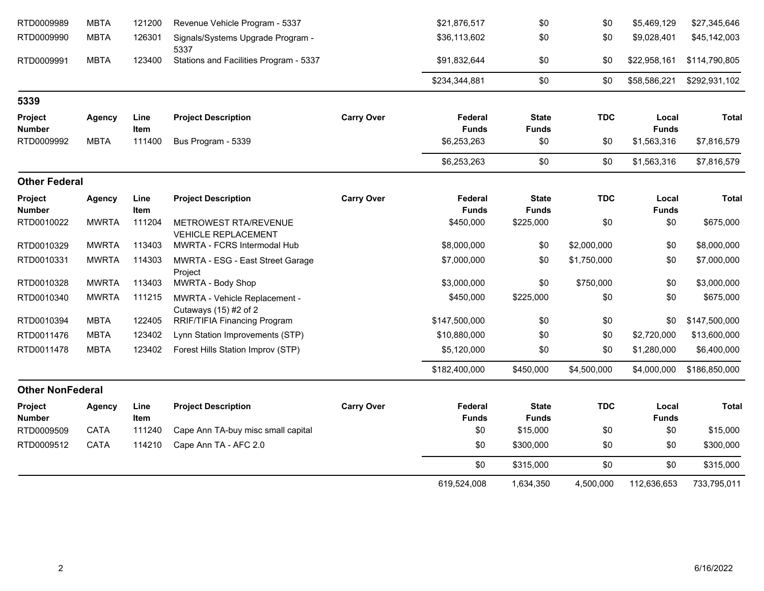| | | | | | | | | | |
|---|---|---|---|---|---|---|---|---|---|
| RTD0009989 | MBTA | 121200 | Revenue Vehicle Program - 5337 | | $21,876,517 | $0 | $0 | $5,469,129 | $27,345,646 |
| RTD0009990 | MBTA | 126301 | Signals/Systems Upgrade Program - 5337 | | $36,113,602 | $0 | $0 | $9,028,401 | $45,142,003 |
| RTD0009991 | MBTA | 123400 | Stations and Facilities Program - 5337 | | $91,832,644 | $0 | $0 | $22,958,161 | $114,790,805 |
| | | | | | $234,344,881 | $0 | $0 | $58,586,221 | $292,931,102 |

## 5339

| Project Number | Agency | Line Item | Project Description | Carry Over | Federal Funds | State Funds | TDC | Local Funds | Total |
|---|---|---|---|---|---|---|---|---|---|
| RTD0009992 | MBTA | 111400 | Bus Program - 5339 | | $6,253,263 | $0 | $0 | $1,563,316 | $7,816,579 |
| | | | | | $6,253,263 | $0 | $0 | $1,563,316 | $7,816,579 |

## Other Federal

| Project Number | Agency | Line Item | Project Description | Carry Over | Federal Funds | State Funds | TDC | Local Funds | Total |
|---|---|---|---|---|---|---|---|---|---|
| RTD0010022 | MWRTA | 111204 | METROWEST RTA/REVENUE VEHICLE REPLACEMENT | | $450,000 | $225,000 | $0 | $0 | $675,000 |
| RTD0010329 | MWRTA | 113403 | MWRTA - FCRS Intermodal Hub | | $8,000,000 | $0 | $2,000,000 | $0 | $8,000,000 |
| RTD0010331 | MWRTA | 114303 | MWRTA - ESG - East Street Garage Project | | $7,000,000 | $0 | $1,750,000 | $0 | $7,000,000 |
| RTD0010328 | MWRTA | 113403 | MWRTA - Body Shop | | $3,000,000 | $0 | $750,000 | $0 | $3,000,000 |
| RTD0010340 | MWRTA | 111215 | MWRTA - Vehicle Replacement - Cutaways (15) #2 of 2 | | $450,000 | $225,000 | $0 | $0 | $675,000 |
| RTD0010394 | MBTA | 122405 | RRIF/TIFIA Financing Program | | $147,500,000 | $0 | $0 | $0 | $147,500,000 |
| RTD0011476 | MBTA | 123402 | Lynn Station Improvements (STP) | | $10,880,000 | $0 | $0 | $2,720,000 | $13,600,000 |
| RTD0011478 | MBTA | 123402 | Forest Hills Station Improv (STP) | | $5,120,000 | $0 | $0 | $1,280,000 | $6,400,000 |
| | | | | | $182,400,000 | $450,000 | $4,500,000 | $4,000,000 | $186,850,000 |

## Other NonFederal

| Project Number | Agency | Line Item | Project Description | Carry Over | Federal Funds | State Funds | TDC | Local Funds | Total |
|---|---|---|---|---|---|---|---|---|---|
| RTD0009509 | CATA | 111240 | Cape Ann TA-buy misc small capital | | $0 | $15,000 | $0 | $0 | $15,000 |
| RTD0009512 | CATA | 114210 | Cape Ann TA - AFC 2.0 | | $0 | $300,000 | $0 | $0 | $300,000 |
| | | | | | $0 | $315,000 | $0 | $0 | $315,000 |
| | | | | | 619,524,008 | 1,634,350 | 4,500,000 | 112,636,653 | 733,795,011 |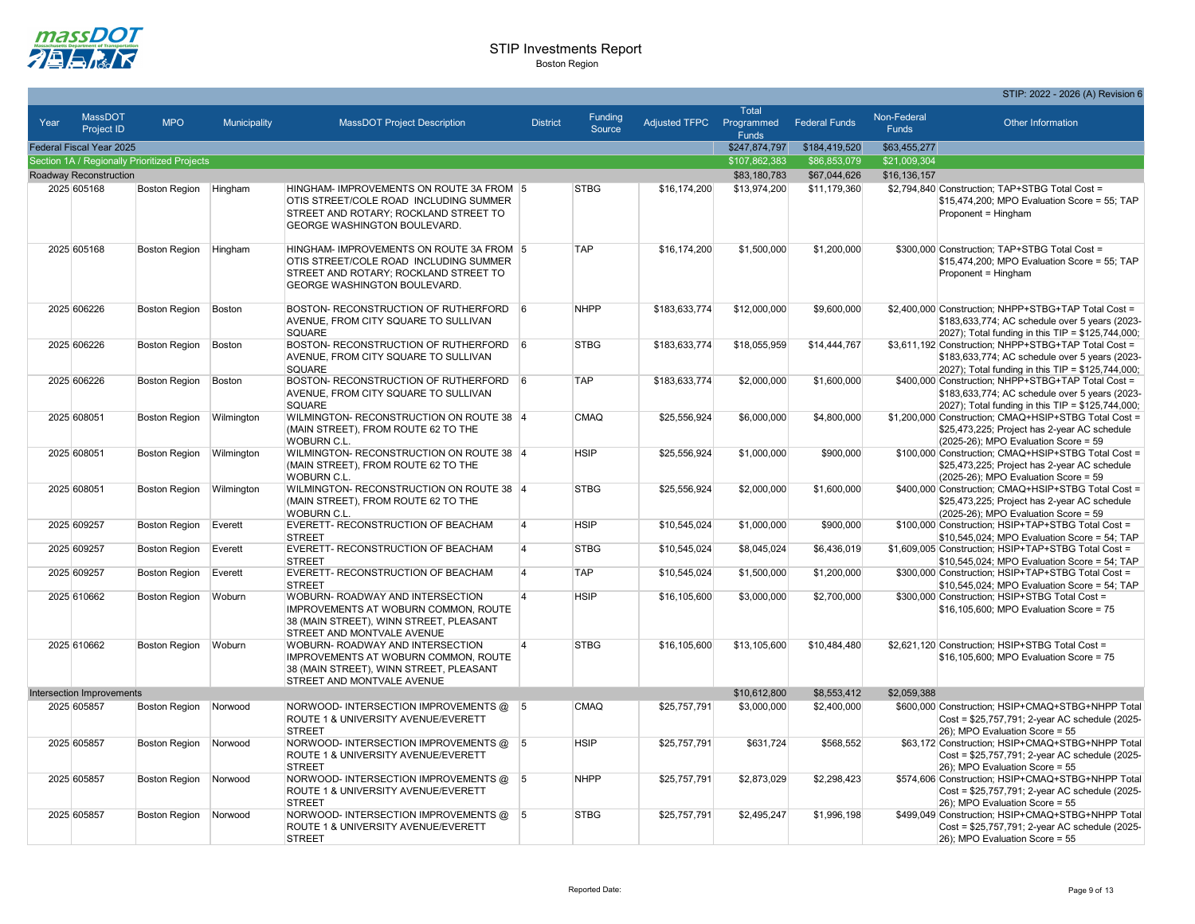# STIP Investments Report

Boston Region

STIP: 2022 - 2026 (A) Revision 6

| Year | MassDOT Project ID | MPO | Municipality | MassDOT Project Description | District | Funding Source | Adjusted TFPC | Total Programmed Funds | Federal Funds | Non-Federal Funds | Other Information |
|---|---|---|---|---|---|---|---|---|---|---|---|
| Federal Fiscal Year 2025 | | | | | | | | $247,874,797 | $184,419,520 | $63,455,277 | |
| Section 1A / Regionally Prioritized Projects | | | | | | | | $107,862,383 | $86,853,079 | $21,009,304 | |
| Roadway Reconstruction | | | | | | | | $83,180,783 | $67,044,626 | $16,136,157 | |
| 2025 | 605168 | Boston Region | Hingham | HINGHAM- IMPROVEMENTS ON ROUTE 3A FROM OTIS STREET/COLE ROAD INCLUDING SUMMER STREET AND ROTARY; ROCKLAND STREET TO GEORGE WASHINGTON BOULEVARD. | 5 | STBG | $16,174,200 | $13,974,200 | $11,179,360 | $2,794,840 | Construction; TAP+STBG Total Cost = $15,474,200; MPO Evaluation Score = 55; TAP Proponent = Hingham |
| 2025 | 605168 | Boston Region | Hingham | HINGHAM- IMPROVEMENTS ON ROUTE 3A FROM OTIS STREET/COLE ROAD INCLUDING SUMMER STREET AND ROTARY; ROCKLAND STREET TO GEORGE WASHINGTON BOULEVARD. | 5 | TAP | $16,174,200 | $1,500,000 | $1,200,000 | $300,000 | Construction; TAP+STBG Total Cost = $15,474,200; MPO Evaluation Score = 55; TAP Proponent = Hingham |
| 2025 | 606226 | Boston Region | Boston | BOSTON- RECONSTRUCTION OF RUTHERFORD AVENUE, FROM CITY SQUARE TO SULLIVAN SQUARE | 6 | NHPP | $183,633,774 | $12,000,000 | $9,600,000 | $2,400,000 | Construction; NHPP+STBG+TAP Total Cost = $183,633,774; AC schedule over 5 years (2023-2027); Total funding in this TIP = $125,744,000; |
| 2025 | 606226 | Boston Region | Boston | BOSTON- RECONSTRUCTION OF RUTHERFORD AVENUE, FROM CITY SQUARE TO SULLIVAN SQUARE | 6 | STBG | $183,633,774 | $18,055,959 | $14,444,767 | $3,611,192 | Construction; NHPP+STBG+TAP Total Cost = $183,633,774; AC schedule over 5 years (2023-2027); Total funding in this TIP = $125,744,000; |
| 2025 | 606226 | Boston Region | Boston | BOSTON- RECONSTRUCTION OF RUTHERFORD AVENUE, FROM CITY SQUARE TO SULLIVAN SQUARE | 6 | TAP | $183,633,774 | $2,000,000 | $1,600,000 | $400,000 | Construction; NHPP+STBG+TAP Total Cost = $183,633,774; AC schedule over 5 years (2023-2027); Total funding in this TIP = $125,744,000; |
| 2025 | 608051 | Boston Region | Wilmington | WILMINGTON- RECONSTRUCTION ON ROUTE 38 (MAIN STREET), FROM ROUTE 62 TO THE WOBURN C.L. | 4 | CMAQ | $25,556,924 | $6,000,000 | $4,800,000 | $1,200,000 | Construction; CMAQ+HSIP+STBG Total Cost = $25,473,225; Project has 2-year AC schedule (2025-26); MPO Evaluation Score = 59 |
| 2025 | 608051 | Boston Region | Wilmington | WILMINGTON- RECONSTRUCTION ON ROUTE 38 (MAIN STREET), FROM ROUTE 62 TO THE WOBURN C.L. | 4 | HSIP | $25,556,924 | $1,000,000 | $900,000 | $100,000 | Construction; CMAQ+HSIP+STBG Total Cost = $25,473,225; Project has 2-year AC schedule (2025-26); MPO Evaluation Score = 59 |
| 2025 | 608051 | Boston Region | Wilmington | WILMINGTON- RECONSTRUCTION ON ROUTE 38 (MAIN STREET), FROM ROUTE 62 TO THE WOBURN C.L. | 4 | STBG | $25,556,924 | $2,000,000 | $1,600,000 | $400,000 | Construction; CMAQ+HSIP+STBG Total Cost = $25,473,225; Project has 2-year AC schedule (2025-26); MPO Evaluation Score = 59 |
| 2025 | 609257 | Boston Region | Everett | EVERETT- RECONSTRUCTION OF BEACHAM STREET | 4 | HSIP | $10,545,024 | $1,000,000 | $900,000 | $100,000 | Construction; HSIP+TAP+STBG Total Cost = $10,545,024; MPO Evaluation Score = 54; TAP |
| 2025 | 609257 | Boston Region | Everett | EVERETT- RECONSTRUCTION OF BEACHAM STREET | 4 | STBG | $10,545,024 | $8,045,024 | $6,436,019 | $1,609,005 | Construction; HSIP+TAP+STBG Total Cost = $10,545,024; MPO Evaluation Score = 54; TAP |
| 2025 | 609257 | Boston Region | Everett | EVERETT- RECONSTRUCTION OF BEACHAM STREET | 4 | TAP | $10,545,024 | $1,500,000 | $1,200,000 | $300,000 | Construction; HSIP+TAP+STBG Total Cost = $10,545,024; MPO Evaluation Score = 54; TAP |
| 2025 | 610662 | Boston Region | Woburn | WOBURN- ROADWAY AND INTERSECTION IMPROVEMENTS AT WOBURN COMMON, ROUTE 38 (MAIN STREET), WINN STREET, PLEASANT STREET AND MONTVALE AVENUE | 4 | HSIP | $16,105,600 | $3,000,000 | $2,700,000 | $300,000 | Construction; HSIP+STBG Total Cost = $16,105,600; MPO Evaluation Score = 75 |
| 2025 | 610662 | Boston Region | Woburn | WOBURN- ROADWAY AND INTERSECTION IMPROVEMENTS AT WOBURN COMMON, ROUTE 38 (MAIN STREET), WINN STREET, PLEASANT STREET AND MONTVALE AVENUE | 4 | STBG | $16,105,600 | $13,105,600 | $10,484,480 | $2,621,120 | Construction; HSIP+STBG Total Cost = $16,105,600; MPO Evaluation Score = 75 |
| Intersection Improvements | | | | | | | | $10,612,800 | $8,553,412 | $2,059,388 | |
| 2025 | 605857 | Boston Region | Norwood | NORWOOD- INTERSECTION IMPROVEMENTS @ ROUTE 1 & UNIVERSITY AVENUE/EVERETT STREET | 5 | CMAQ | $25,757,791 | $3,000,000 | $2,400,000 | $600,000 | Construction; HSIP+CMAQ+STBG+NHPP Total Cost = $25,757,791; 2-year AC schedule (2025-26); MPO Evaluation Score = 55 |
| 2025 | 605857 | Boston Region | Norwood | NORWOOD- INTERSECTION IMPROVEMENTS @ ROUTE 1 & UNIVERSITY AVENUE/EVERETT STREET | 5 | HSIP | $25,757,791 | $631,724 | $568,552 | $63,172 | Construction; HSIP+CMAQ+STBG+NHPP Total Cost = $25,757,791; 2-year AC schedule (2025-26); MPO Evaluation Score = 55 |
| 2025 | 605857 | Boston Region | Norwood | NORWOOD- INTERSECTION IMPROVEMENTS @ ROUTE 1 & UNIVERSITY AVENUE/EVERETT STREET | 5 | NHPP | $25,757,791 | $2,873,029 | $2,298,423 | $574,606 | Construction; HSIP+CMAQ+STBG+NHPP Total Cost = $25,757,791; 2-year AC schedule (2025-26); MPO Evaluation Score = 55 |
| 2025 | 605857 | Boston Region | Norwood | NORWOOD- INTERSECTION IMPROVEMENTS @ ROUTE 1 & UNIVERSITY AVENUE/EVERETT STREET | 5 | STBG | $25,757,791 | $2,495,247 | $1,996,198 | $499,049 | Construction; HSIP+CMAQ+STBG+NHPP Total Cost = $25,757,791; 2-year AC schedule (2025-26); MPO Evaluation Score = 55 |

Reported Date: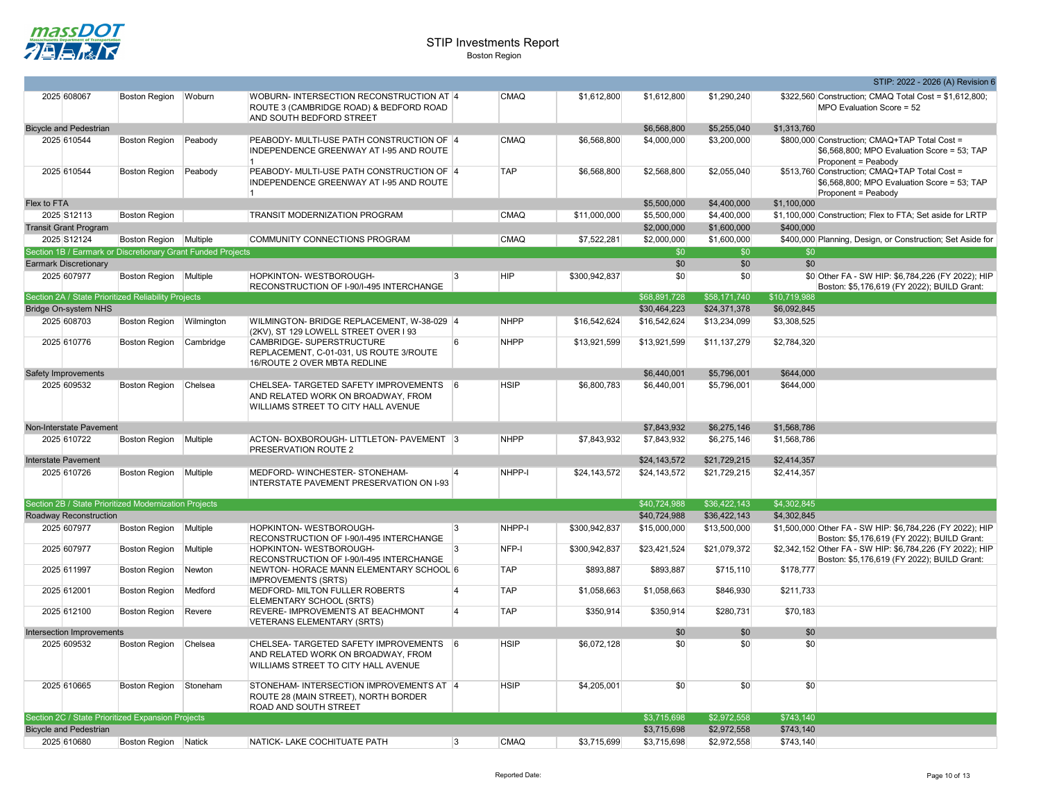# STIP Investments Report

Boston Region

| | | | | | | | | | | | | |
|---|---|---|---|---|---|---|---|---|---|---|---|---|
| | | | | | | | | | | | | STIP: 2022 - 2026 (A) Revision 6 |
| 2025 | 608067 | Boston Region | Woburn | WOBURN- INTERSECTION RECONSTRUCTION AT ROUTE 3 (CAMBRIDGE ROAD) & BEDFORD ROAD AND SOUTH BEDFORD STREET | 4 | CMAQ | $1,612,800 | $1,612,800 | $1,290,240 | $322,560 | Construction; CMAQ Total Cost = $1,612,800; MPO Evaluation Score = 52 |
| Bicycle and Pedestrian | | | | | | | | $6,568,800 | $5,255,040 | $1,313,760 | |
| 2025 | 610544 | Boston Region | Peabody | PEABODY- MULTI-USE PATH CONSTRUCTION OF INDEPENDENCE GREENWAY AT I-95 AND ROUTE 1 | 4 | CMAQ | $6,568,800 | $4,000,000 | $3,200,000 | $800,000 | Construction; CMAQ+TAP Total Cost = $6,568,800; MPO Evaluation Score = 53; TAP Proponent = Peabody |
| 2025 | 610544 | Boston Region | Peabody | PEABODY- MULTI-USE PATH CONSTRUCTION OF INDEPENDENCE GREENWAY AT I-95 AND ROUTE 1 | 4 | TAP | $6,568,800 | $2,568,800 | $2,055,040 | $513,760 | Construction; CMAQ+TAP Total Cost = $6,568,800; MPO Evaluation Score = 53; TAP Proponent = Peabody |
| Flex to FTA | | | | | | | | $5,500,000 | $4,400,000 | $1,100,000 | |
| 2025 | S12113 | Boston Region | | TRANSIT MODERNIZATION PROGRAM | | CMAQ | $11,000,000 | $5,500,000 | $4,400,000 | $1,100,000 | Construction; Flex to FTA; Set aside for LRTP |
| Transit Grant Program | | | | | | | | $2,000,000 | $1,600,000 | $400,000 | |
| 2025 | S12124 | Boston Region | Multiple | COMMUNITY CONNECTIONS PROGRAM | | CMAQ | $7,522,281 | $2,000,000 | $1,600,000 | $400,000 | Planning, Design, or Construction; Set Aside for |
| Section 1B / Earmark or Discretionary Grant Funded Projects | | | | | | | | $0 | $0 | $0 | |
| Earmark Discretionary | | | | | | | | $0 | $0 | $0 | |
| 2025 | 607977 | Boston Region | Multiple | HOPKINTON- WESTBOROUGH- RECONSTRUCTION OF I-90/I-495 INTERCHANGE | 3 | HIP | $300,942,837 | $0 | $0 | $0 | Other FA - SW HIP: $6,784,226 (FY 2022); HIP Boston: $5,176,619 (FY 2022); BUILD Grant: |
| Section 2A / State Prioritized Reliability Projects | | | | | | | | $68,891,728 | $58,171,740 | $10,719,988 | |
| Bridge On-system NHS | | | | | | | | $30,464,223 | $24,371,378 | $6,092,845 | |
| 2025 | 608703 | Boston Region | Wilmington | WILMINGTON- BRIDGE REPLACEMENT, W-38-029 (2KV), ST 129 LOWELL STREET OVER I 93 | 4 | NHPP | $16,542,624 | $16,542,624 | $13,234,099 | $3,308,525 | |
| 2025 | 610776 | Boston Region | Cambridge | CAMBRIDGE- SUPERSTRUCTURE REPLACEMENT, C-01-031, US ROUTE 3/ROUTE 16/ROUTE 2 OVER MBTA REDLINE | 6 | NHPP | $13,921,599 | $13,921,599 | $11,137,279 | $2,784,320 | |
| Safety Improvements | | | | | | | | $6,440,001 | $5,796,001 | $644,000 | |
| 2025 | 609532 | Boston Region | Chelsea | CHELSEA- TARGETED SAFETY IMPROVEMENTS AND RELATED WORK ON BROADWAY, FROM WILLIAMS STREET TO CITY HALL AVENUE | 6 | HSIP | $6,800,783 | $6,440,001 | $5,796,001 | $644,000 | |
| Non-Interstate Pavement | | | | | | | | $7,843,932 | $6,275,146 | $1,568,786 | |
| 2025 | 610722 | Boston Region | Multiple | ACTON- BOXBOROUGH- LITTLETON- PAVEMENT PRESERVATION ROUTE 2 | 3 | NHPP | $7,843,932 | $7,843,932 | $6,275,146 | $1,568,786 | |
| Interstate Pavement | | | | | | | | $24,143,572 | $21,729,215 | $2,414,357 | |
| 2025 | 610726 | Boston Region | Multiple | MEDFORD- WINCHESTER- STONEHAM- INTERSTATE PAVEMENT PRESERVATION ON I-93 | 4 | NHPP-I | $24,143,572 | $24,143,572 | $21,729,215 | $2,414,357 | |
| Section 2B / State Prioritized Modernization Projects | | | | | | | | $40,724,988 | $36,422,143 | $4,302,845 | |
| Roadway Reconstruction | | | | | | | | $40,724,988 | $36,422,143 | $4,302,845 | |
| 2025 | 607977 | Boston Region | Multiple | HOPKINTON- WESTBOROUGH- RECONSTRUCTION OF I-90/I-495 INTERCHANGE | 3 | NHPP-I | $300,942,837 | $15,000,000 | $13,500,000 | $1,500,000 | Other FA - SW HIP: $6,784,226 (FY 2022); HIP Boston: $5,176,619 (FY 2022); BUILD Grant: |
| 2025 | 607977 | Boston Region | Multiple | HOPKINTON- WESTBOROUGH- RECONSTRUCTION OF I-90/I-495 INTERCHANGE | 3 | NFP-I | $300,942,837 | $23,421,524 | $21,079,372 | $2,342,152 | Other FA - SW HIP: $6,784,226 (FY 2022); HIP Boston: $5,176,619 (FY 2022); BUILD Grant: |
| 2025 | 611997 | Boston Region | Newton | NEWTON- HORACE MANN ELEMENTARY SCHOOL IMPROVEMENTS (SRTS) | 6 | TAP | $893,887 | $893,887 | $715,110 | $178,777 | |
| 2025 | 612001 | Boston Region | Medford | MEDFORD- MILTON FULLER ROBERTS ELEMENTARY SCHOOL (SRTS) | 4 | TAP | $1,058,663 | $1,058,663 | $846,930 | $211,733 | |
| 2025 | 612100 | Boston Region | Revere | REVERE- IMPROVEMENTS AT BEACHMONT VETERANS ELEMENTARY (SRTS) | 4 | TAP | $350,914 | $350,914 | $280,731 | $70,183 | |
| Intersection Improvements | | | | | | | | $0 | $0 | $0 | |
| 2025 | 609532 | Boston Region | Chelsea | CHELSEA- TARGETED SAFETY IMPROVEMENTS AND RELATED WORK ON BROADWAY, FROM WILLIAMS STREET TO CITY HALL AVENUE | 6 | HSIP | $6,072,128 | $0 | $0 | $0 | |
| 2025 | 610665 | Boston Region | Stoneham | STONEHAM- INTERSECTION IMPROVEMENTS AT ROUTE 28 (MAIN STREET), NORTH BORDER ROAD AND SOUTH STREET | 4 | HSIP | $4,205,001 | $0 | $0 | $0 | |
| Section 2C / State Prioritized Expansion Projects | | | | | | | | $3,715,698 | $2,972,558 | $743,140 | |
| Bicycle and Pedestrian | | | | | | | | $3,715,698 | $2,972,558 | $743,140 | |
| 2025 | 610680 | Boston Region | Natick | NATICK- LAKE COCHITUATE PATH | 3 | CMAQ | $3,715,699 | $3,715,698 | $2,972,558 | $743,140 | |

Reported Date: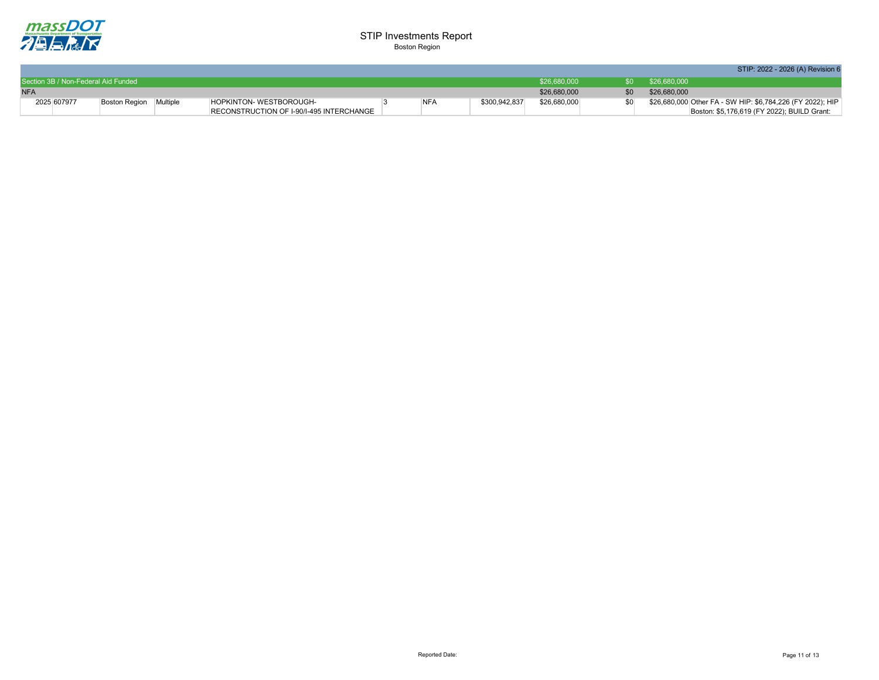# STIP Investments Report

Boston Region

| | | | | | | | | | | | | |
|---|---|---|---|---|---|---|---|---|---|---|---|---|
| | | | | | | | | | | | | STIP: 2022 - 2026 (A) Revision 6 |
| Section 3B / Non-Federal Aid Funded | | | | | | | | $26,680,000 | | $0 | $26,680,000 | |
| NFA | | | | | | | | $26,680,000 | | $0 | $26,680,000 | |
| 2025 | 607977 | Boston Region | Multiple | HOPKINTON- WESTBOROUGH- RECONSTRUCTION OF I-90/I-495 INTERCHANGE | 3 | NFA | $300,942,837 | $26,680,000 | | $0 | $26,680,000 | Other FA - SW HIP: $6,784,226 (FY 2022); HIP Boston: $5,176,619 (FY 2022); BUILD Grant: |

Reported Date: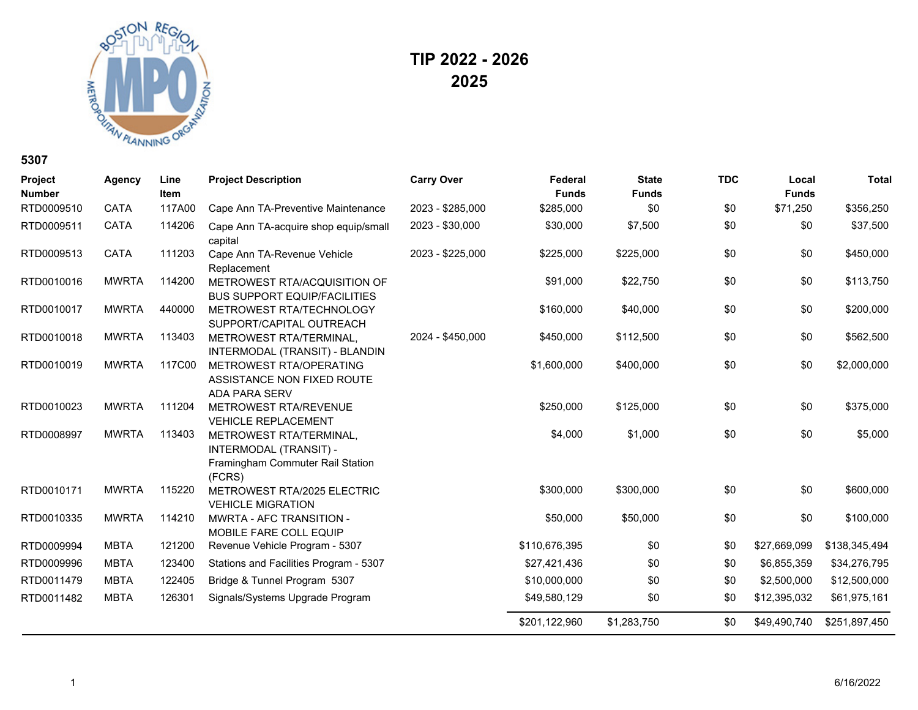# TIP 2022 - 2026
## 2025

### 5307

| Project Number | Agency | Line Item | Project Description | Carry Over | Federal Funds | State Funds | TDC | Local Funds | Total |
|---|---|---|---|---|---|---|---|---|---|
| RTD0009510 | CATA | 117A00 | Cape Ann TA-Preventive Maintenance | 2023 - $285,000 | $285,000 | $0 | $0 | $71,250 | $356,250 |
| RTD0009511 | CATA | 114206 | Cape Ann TA-acquire shop equip/small capital | 2023 - $30,000 | $30,000 | $7,500 | $0 | $0 | $37,500 |
| RTD0009513 | CATA | 111203 | Cape Ann TA-Revenue Vehicle Replacement | 2023 - $225,000 | $225,000 | $225,000 | $0 | $0 | $450,000 |
| RTD0010016 | MWRTA | 114200 | METROWEST RTA/ACQUISITION OF BUS SUPPORT EQUIP/FACILITIES | | $91,000 | $22,750 | $0 | $0 | $113,750 |
| RTD0010017 | MWRTA | 440000 | METROWEST RTA/TECHNOLOGY SUPPORT/CAPITAL OUTREACH | | $160,000 | $40,000 | $0 | $0 | $200,000 |
| RTD0010018 | MWRTA | 113403 | METROWEST RTA/TERMINAL, INTERMODAL (TRANSIT) - BLANDIN | 2024 - $450,000 | $450,000 | $112,500 | $0 | $0 | $562,500 |
| RTD0010019 | MWRTA | 117C00 | METROWEST RTA/OPERATING ASSISTANCE NON FIXED ROUTE ADA PARA SERV | | $1,600,000 | $400,000 | $0 | $0 | $2,000,000 |
| RTD0010023 | MWRTA | 111204 | METROWEST RTA/REVENUE VEHICLE REPLACEMENT | | $250,000 | $125,000 | $0 | $0 | $375,000 |
| RTD0008997 | MWRTA | 113403 | METROWEST RTA/TERMINAL, INTERMODAL (TRANSIT) - Framingham Commuter Rail Station (FCRS) | | $4,000 | $1,000 | $0 | $0 | $5,000 |
| RTD0010171 | MWRTA | 115220 | METROWEST RTA/2025 ELECTRIC VEHICLE MIGRATION | | $300,000 | $300,000 | $0 | $0 | $600,000 |
| RTD0010335 | MWRTA | 114210 | MWRTA - AFC TRANSITION - MOBILE FARE COLL EQUIP | | $50,000 | $50,000 | $0 | $0 | $100,000 |
| RTD0009994 | MBTA | 121200 | Revenue Vehicle Program - 5307 | | $110,676,395 | $0 | $0 | $27,669,099 | $138,345,494 |
| RTD0009996 | MBTA | 123400 | Stations and Facilities Program - 5307 | | $27,421,436 | $0 | $0 | $6,855,359 | $34,276,795 |
| RTD0011479 | MBTA | 122405 | Bridge & Tunnel Program 5307 | | $10,000,000 | $0 | $0 | $2,500,000 | $12,500,000 |
| RTD0011482 | MBTA | 126301 | Signals/Systems Upgrade Program | | $49,580,129 | $0 | $0 | $12,395,032 | $61,975,161 |
| | | | | | $201,122,960 | $1,283,750 | $0 | $49,490,740 | $251,897,450 |

6/16/2022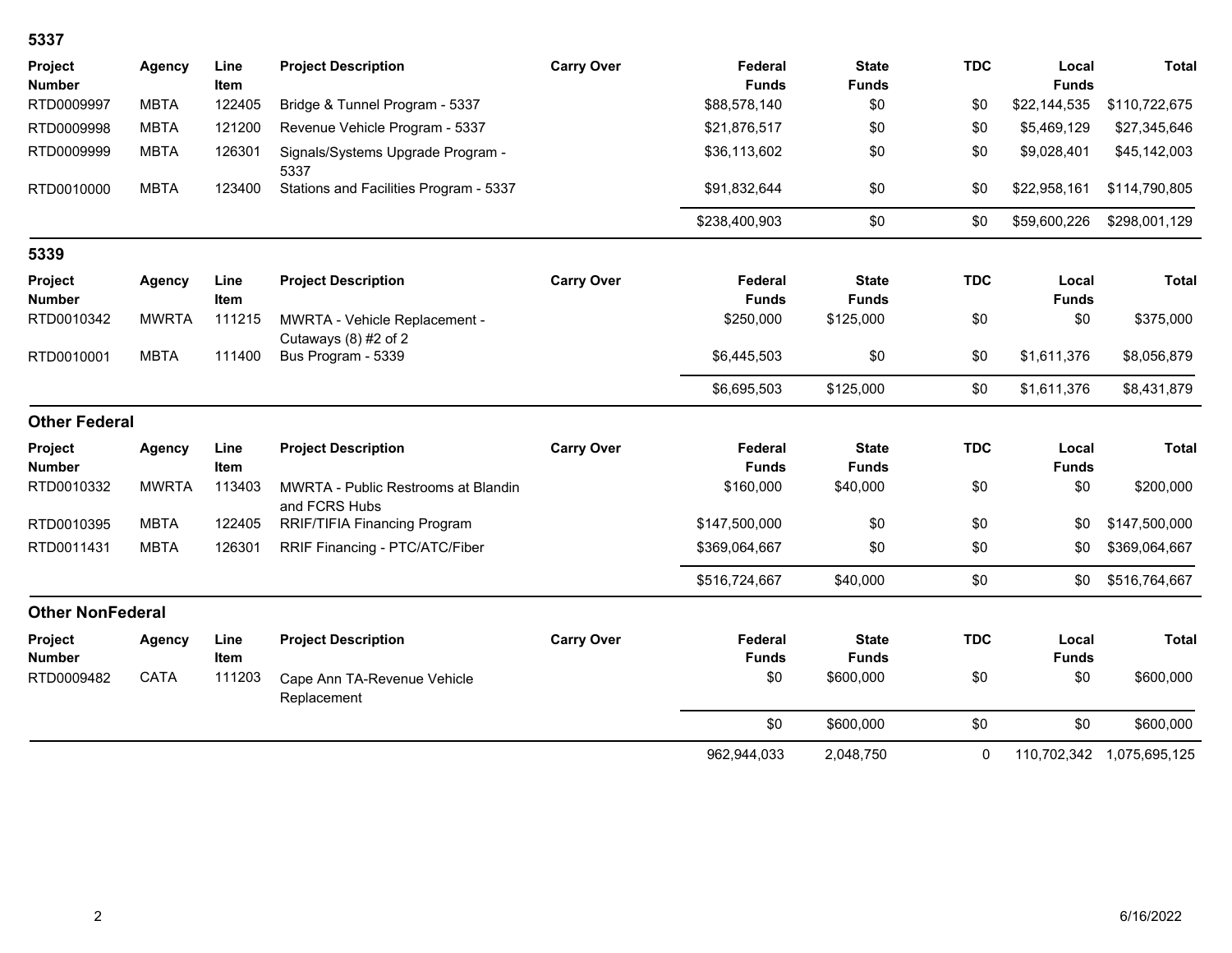## 5337

| Project Number | Agency | Line Item | Project Description | Carry Over | Federal Funds | State Funds | TDC | Local Funds | Total |
|---|---|---|---|---|---|---|---|---|---|
| RTD0009997 | MBTA | 122405 | Bridge & Tunnel Program - 5337 | | $88,578,140 | $0 | $0 | $22,144,535 | $110,722,675 |
| RTD0009998 | MBTA | 121200 | Revenue Vehicle Program - 5337 | | $21,876,517 | $0 | $0 | $5,469,129 | $27,345,646 |
| RTD0009999 | MBTA | 126301 | Signals/Systems Upgrade Program - 5337 | | $36,113,602 | $0 | $0 | $9,028,401 | $45,142,003 |
| RTD0010000 | MBTA | 123400 | Stations and Facilities Program - 5337 | | $91,832,644 | $0 | $0 | $22,958,161 | $114,790,805 |
| | | | | | $238,400,903 | $0 | $0 | $59,600,226 | $298,001,129 |

## 5339

| Project Number | Agency | Line Item | Project Description | Carry Over | Federal Funds | State Funds | TDC | Local Funds | Total |
|---|---|---|---|---|---|---|---|---|---|
| RTD0010342 | MWRTA | 111215 | MWRTA - Vehicle Replacement - Cutaways (8) #2 of 2 | | $250,000 | $125,000 | $0 | $0 | $375,000 |
| RTD0010001 | MBTA | 111400 | Bus Program - 5339 | | $6,445,503 | $0 | $0 | $1,611,376 | $8,056,879 |
| | | | | | $6,695,503 | $125,000 | $0 | $1,611,376 | $8,431,879 |

## Other Federal

| Project Number | Agency | Line Item | Project Description | Carry Over | Federal Funds | State Funds | TDC | Local Funds | Total |
|---|---|---|---|---|---|---|---|---|---|
| RTD0010332 | MWRTA | 113403 | MWRTA - Public Restrooms at Blandin and FCRS Hubs | | $160,000 | $40,000 | $0 | $0 | $200,000 |
| RTD0010395 | MBTA | 122405 | RRIF/TIFIA Financing Program | | $147,500,000 | $0 | $0 | $0 | $147,500,000 |
| RTD0011431 | MBTA | 126301 | RRIF Financing - PTC/ATC/Fiber | | $369,064,667 | $0 | $0 | $0 | $369,064,667 |
| | | | | | $516,724,667 | $40,000 | $0 | $0 | $516,764,667 |

## Other NonFederal

| Project Number | Agency | Line Item | Project Description | Carry Over | Federal Funds | State Funds | TDC | Local Funds | Total |
|---|---|---|---|---|---|---|---|---|---|
| RTD0009482 | CATA | 111203 | Cape Ann TA-Revenue Vehicle Replacement | | $0 | $600,000 | $0 | $0 | $600,000 |
| | | | | | $0 | $600,000 | $0 | $0 | $600,000 |
| | | | | | 962,944,033 | 2,048,750 | 0 | 110,702,342 | 1,075,695,125 |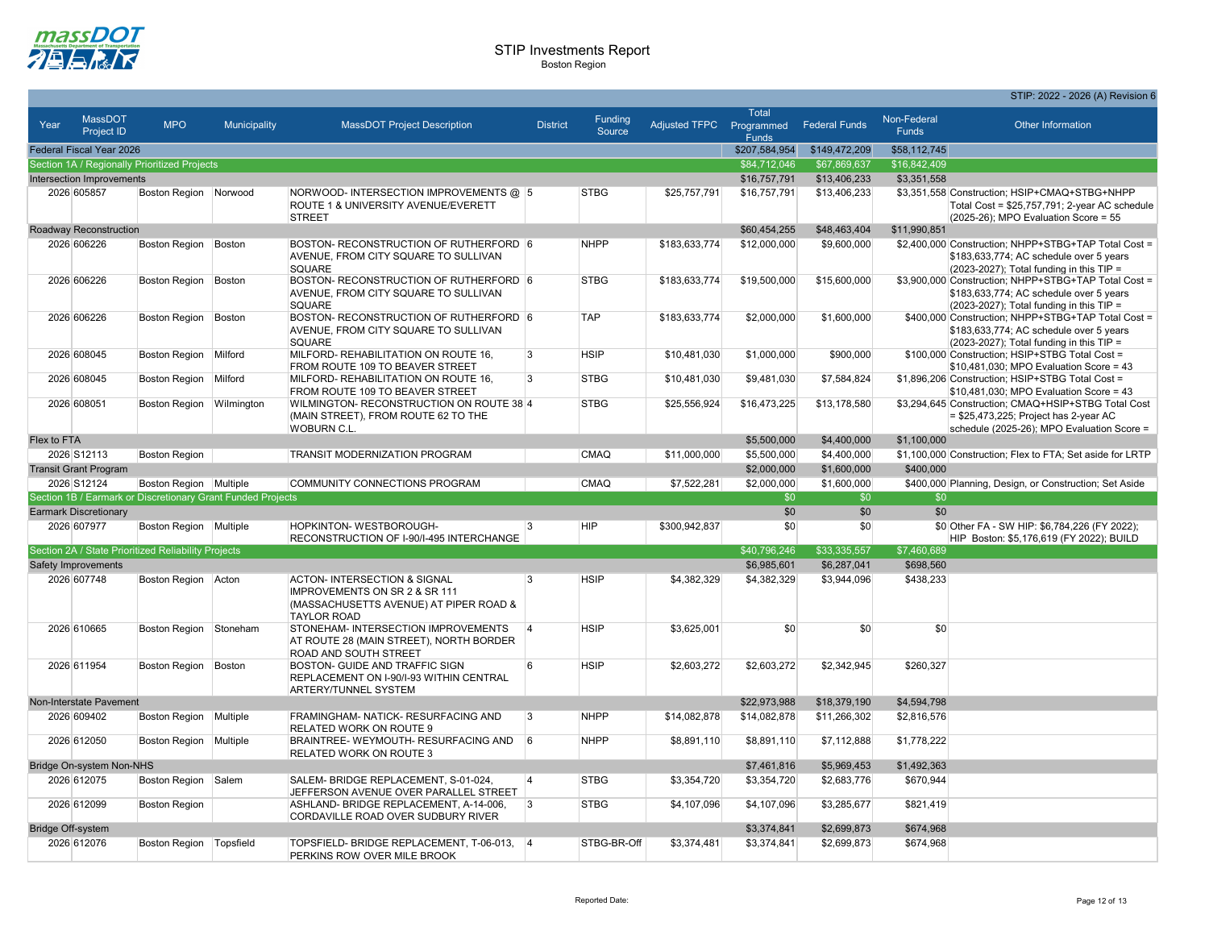# STIP Investments Report

Boston Region

STIP: 2022 - 2026 (A) Revision 6

| Year | MassDOT Project ID | MPO | Municipality | MassDOT Project Description | District | Funding Source | Adjusted TFPC | Total Programmed Funds | Federal Funds | Non-Federal Funds | Other Information |
|---|---|---|---|---|---|---|---|---|---|---|---|
| Federal Fiscal Year 2026 | | | | | | | | $207,584,954 | $149,472,209 | $58,112,745 | |
| Section 1A / Regionally Prioritized Projects | | | | | | | | $84,712,046 | $67,869,637 | $16,842,409 | |
| Intersection Improvements | | | | | | | | $16,757,791 | $13,406,233 | $3,351,558 | |
| 2026 | 605857 | Boston Region | Norwood | NORWOOD- INTERSECTION IMPROVEMENTS @ ROUTE 1 & UNIVERSITY AVENUE/EVERETT STREET | 5 | STBG | $25,757,791 | $16,757,791 | $13,406,233 | $3,351,558 | Construction; HSIP+CMAQ+STBG+NHPP Total Cost = $25,757,791; 2-year AC schedule (2025-26); MPO Evaluation Score = 55 |
| Roadway Reconstruction | | | | | | | | $60,454,255 | $48,463,404 | $11,990,851 | |
| 2026 | 606226 | Boston Region | Boston | BOSTON- RECONSTRUCTION OF RUTHERFORD AVENUE, FROM CITY SQUARE TO SULLIVAN SQUARE | 6 | NHPP | $183,633,774 | $12,000,000 | $9,600,000 | $2,400,000 | Construction; NHPP+STBG+TAP Total Cost = $183,633,774; AC schedule over 5 years (2023-2027); Total funding in this TIP = |
| 2026 | 606226 | Boston Region | Boston | BOSTON- RECONSTRUCTION OF RUTHERFORD AVENUE, FROM CITY SQUARE TO SULLIVAN SQUARE | 6 | STBG | $183,633,774 | $19,500,000 | $15,600,000 | $3,900,000 | Construction; NHPP+STBG+TAP Total Cost = $183,633,774; AC schedule over 5 years (2023-2027); Total funding in this TIP = |
| 2026 | 606226 | Boston Region | Boston | BOSTON- RECONSTRUCTION OF RUTHERFORD AVENUE, FROM CITY SQUARE TO SULLIVAN SQUARE | 6 | TAP | $183,633,774 | $2,000,000 | $1,600,000 | $400,000 | Construction; NHPP+STBG+TAP Total Cost = $183,633,774; AC schedule over 5 years (2023-2027); Total funding in this TIP = |
| 2026 | 608045 | Boston Region | Milford | MILFORD- REHABILITATION ON ROUTE 16, FROM ROUTE 109 TO BEAVER STREET | 3 | HSIP | $10,481,030 | $1,000,000 | $900,000 | $100,000 | Construction; HSIP+STBG Total Cost = $10,481,030; MPO Evaluation Score = 43 |
| 2026 | 608045 | Boston Region | Milford | MILFORD- REHABILITATION ON ROUTE 16, FROM ROUTE 109 TO BEAVER STREET | 3 | STBG | $10,481,030 | $9,481,030 | $7,584,824 | $1,896,206 | Construction; HSIP+STBG Total Cost = $10,481,030; MPO Evaluation Score = 43 |
| 2026 | 608051 | Boston Region | Wilmington | WILMINGTON- RECONSTRUCTION ON ROUTE 38 (MAIN STREET), FROM ROUTE 62 TO THE WOBURN C.L. | 4 | STBG | $25,556,924 | $16,473,225 | $13,178,580 | $3,294,645 | Construction; CMAQ+HSIP+STBG Total Cost = $25,473,225; Project has 2-year AC schedule (2025-26); MPO Evaluation Score = |
| Flex to FTA | | | | | | | | $5,500,000 | $4,400,000 | $1,100,000 | |
| 2026 | S12113 | Boston Region | | TRANSIT MODERNIZATION PROGRAM | | CMAQ | $11,000,000 | $5,500,000 | $4,400,000 | $1,100,000 | Construction; Flex to FTA; Set aside for LRTP |
| Transit Grant Program | | | | | | | | $2,000,000 | $1,600,000 | $400,000 | |
| 2026 | S12124 | Boston Region | Multiple | COMMUNITY CONNECTIONS PROGRAM | | CMAQ | $7,522,281 | $2,000,000 | $1,600,000 | $400,000 | Planning, Design, or Construction; Set Aside |
| Section 1B / Earmark or Discretionary Grant Funded Projects | | | | | | | | $0 | $0 | $0 | |
| Earmark Discretionary | | | | | | | | $0 | $0 | $0 | |
| 2026 | 607977 | Boston Region | Multiple | HOPKINTON- WESTBOROUGH- RECONSTRUCTION OF I-90/I-495 INTERCHANGE | 3 | HIP | $300,942,837 | $0 | $0 | $0 | Other FA - SW HIP: $6,784,226 (FY 2022); HIP Boston: $5,176,619 (FY 2022); BUILD |
| Section 2A / State Prioritized Reliability Projects | | | | | | | | $40,796,246 | $33,335,557 | $7,460,689 | |
| Safety Improvements | | | | | | | | $6,985,601 | $6,287,041 | $698,560 | |
| 2026 | 607748 | Boston Region | Acton | ACTON- INTERSECTION & SIGNAL IMPROVEMENTS ON SR 2 & SR 111 (MASSACHUSETTS AVENUE) AT PIPER ROAD & TAYLOR ROAD | 3 | HSIP | $4,382,329 | $4,382,329 | $3,944,096 | $438,233 | |
| 2026 | 610665 | Boston Region | Stoneham | STONEHAM- INTERSECTION IMPROVEMENTS AT ROUTE 28 (MAIN STREET), NORTH BORDER ROAD AND SOUTH STREET | 4 | HSIP | $3,625,001 | $0 | $0 | $0 | |
| 2026 | 611954 | Boston Region | Boston | BOSTON- GUIDE AND TRAFFIC SIGN REPLACEMENT ON I-90/I-93 WITHIN CENTRAL ARTERY/TUNNEL SYSTEM | 6 | HSIP | $2,603,272 | $2,603,272 | $2,342,945 | $260,327 | |
| Non-Interstate Pavement | | | | | | | | $22,973,988 | $18,379,190 | $4,594,798 | |
| 2026 | 609402 | Boston Region | Multiple | FRAMINGHAM- NATICK- RESURFACING AND RELATED WORK ON ROUTE 9 | 3 | NHPP | $14,082,878 | $14,082,878 | $11,266,302 | $2,816,576 | |
| 2026 | 612050 | Boston Region | Multiple | BRAINTREE- WEYMOUTH- RESURFACING AND RELATED WORK ON ROUTE 3 | 6 | NHPP | $8,891,110 | $8,891,110 | $7,112,888 | $1,778,222 | |
| Bridge On-system Non-NHS | | | | | | | | $7,461,816 | $5,969,453 | $1,492,363 | |
| 2026 | 612075 | Boston Region | Salem | SALEM- BRIDGE REPLACEMENT, S-01-024, JEFFERSON AVENUE OVER PARALLEL STREET | 4 | STBG | $3,354,720 | $3,354,720 | $2,683,776 | $670,944 | |
| 2026 | 612099 | Boston Region | | ASHLAND- BRIDGE REPLACEMENT, A-14-006, CORDAVILLE ROAD OVER SUDBURY RIVER | 3 | STBG | $4,107,096 | $4,107,096 | $3,285,677 | $821,419 | |
| Bridge Off-system | | | | | | | | $3,374,841 | $2,699,873 | $674,968 | |
| 2026 | 612076 | Boston Region | Topsfield | TOPSFIELD- BRIDGE REPLACEMENT, T-06-013, PERKINS ROW OVER MILE BROOK | 4 | STBG-BR-Off | $3,374,481 | $3,374,841 | $2,699,873 | $674,968 | |

Reported Date: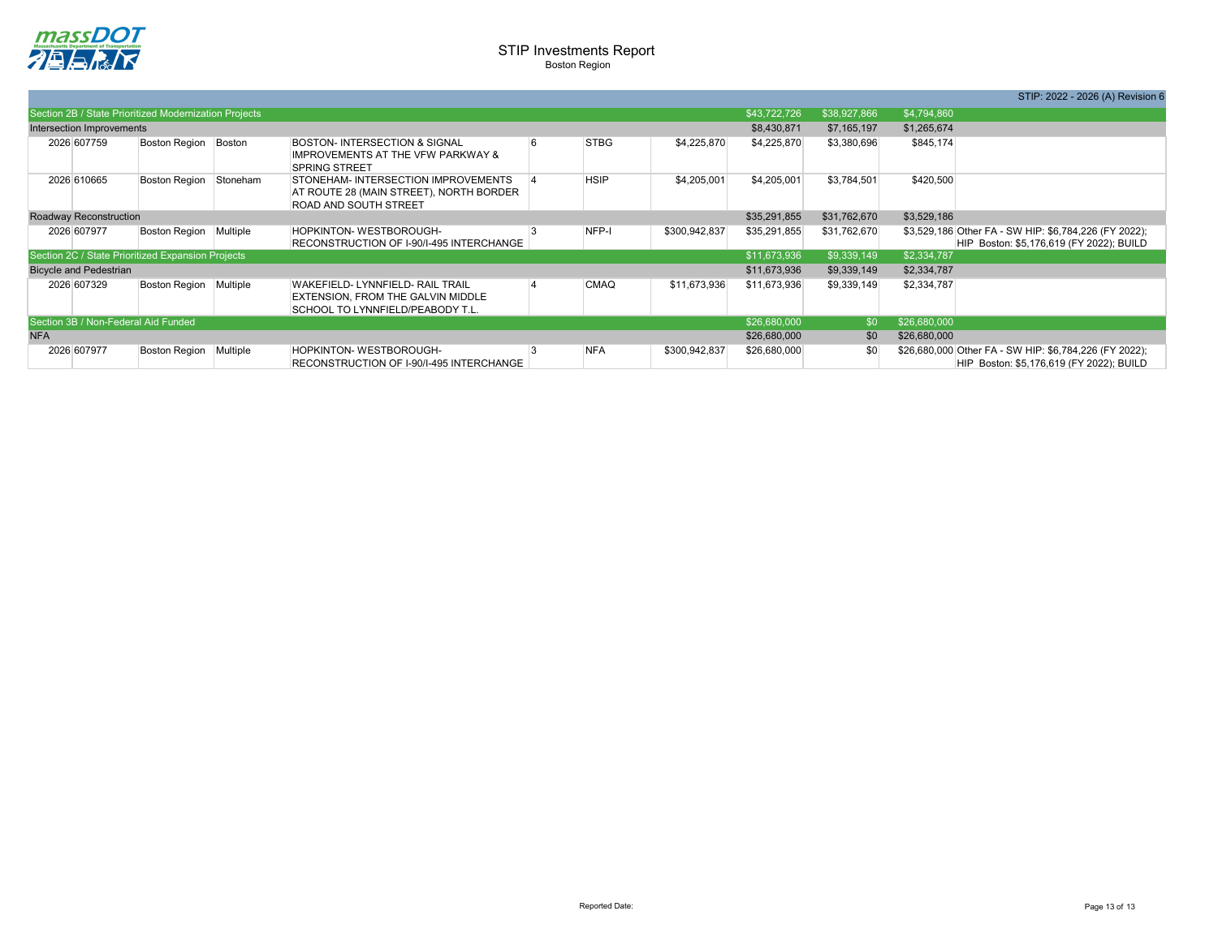# STIP Investments Report

Boston Region

STIP: 2022 - 2026 (A) Revision 6

| Year | ID | Region | Municipality | Description | District | Program | Total Project Cost | Total Programmed | Federal | Non-Federal | Notes |
|---|---|---|---|---|---|---|---|---|---|---|---|
| **Section 2B / State Prioritized Modernization Projects** | | | | | | | | $43,722,726 | $38,927,866 | $4,794,860 | |
| Intersection Improvements | | | | | | | | $8,430,871 | $7,165,197 | $1,265,674 | |
| 2026 | 607759 | Boston Region | Boston | BOSTON- INTERSECTION & SIGNAL IMPROVEMENTS AT THE VFW PARKWAY & SPRING STREET | 6 | STBG | $4,225,870 | $4,225,870 | $3,380,696 | $845,174 | |
| 2026 | 610665 | Boston Region | Stoneham | STONEHAM- INTERSECTION IMPROVEMENTS AT ROUTE 28 (MAIN STREET), NORTH BORDER ROAD AND SOUTH STREET | 4 | HSIP | $4,205,001 | $4,205,001 | $3,784,501 | $420,500 | |
| Roadway Reconstruction | | | | | | | | $35,291,855 | $31,762,670 | $3,529,186 | |
| 2026 | 607977 | Boston Region | Multiple | HOPKINTON- WESTBOROUGH- RECONSTRUCTION OF I-90/I-495 INTERCHANGE | 3 | NFP-I | $300,942,837 | $35,291,855 | $31,762,670 | $3,529,186 | Other FA - SW HIP: $6,784,226 (FY 2022); HIP Boston: $5,176,619 (FY 2022); BUILD |
| **Section 2C / State Prioritized Expansion Projects** | | | | | | | | $11,673,936 | $9,339,149 | $2,334,787 | |
| Bicycle and Pedestrian | | | | | | | | $11,673,936 | $9,339,149 | $2,334,787 | |
| 2026 | 607329 | Boston Region | Multiple | WAKEFIELD- LYNNFIELD- RAIL TRAIL EXTENSION, FROM THE GALVIN MIDDLE SCHOOL TO LYNNFIELD/PEABODY T.L. | 4 | CMAQ | $11,673,936 | $11,673,936 | $9,339,149 | $2,334,787 | |
| **Section 3B / Non-Federal Aid Funded** | | | | | | | | $26,680,000 | $0 | $26,680,000 | |
| NFA | | | | | | | | $26,680,000 | $0 | $26,680,000 | |
| 2026 | 607977 | Boston Region | Multiple | HOPKINTON- WESTBOROUGH- RECONSTRUCTION OF I-90/I-495 INTERCHANGE | 3 | NFA | $300,942,837 | $26,680,000 | $0 | $26,680,000 | Other FA - SW HIP: $6,784,226 (FY 2022); HIP Boston: $5,176,619 (FY 2022); BUILD |

Reported Date: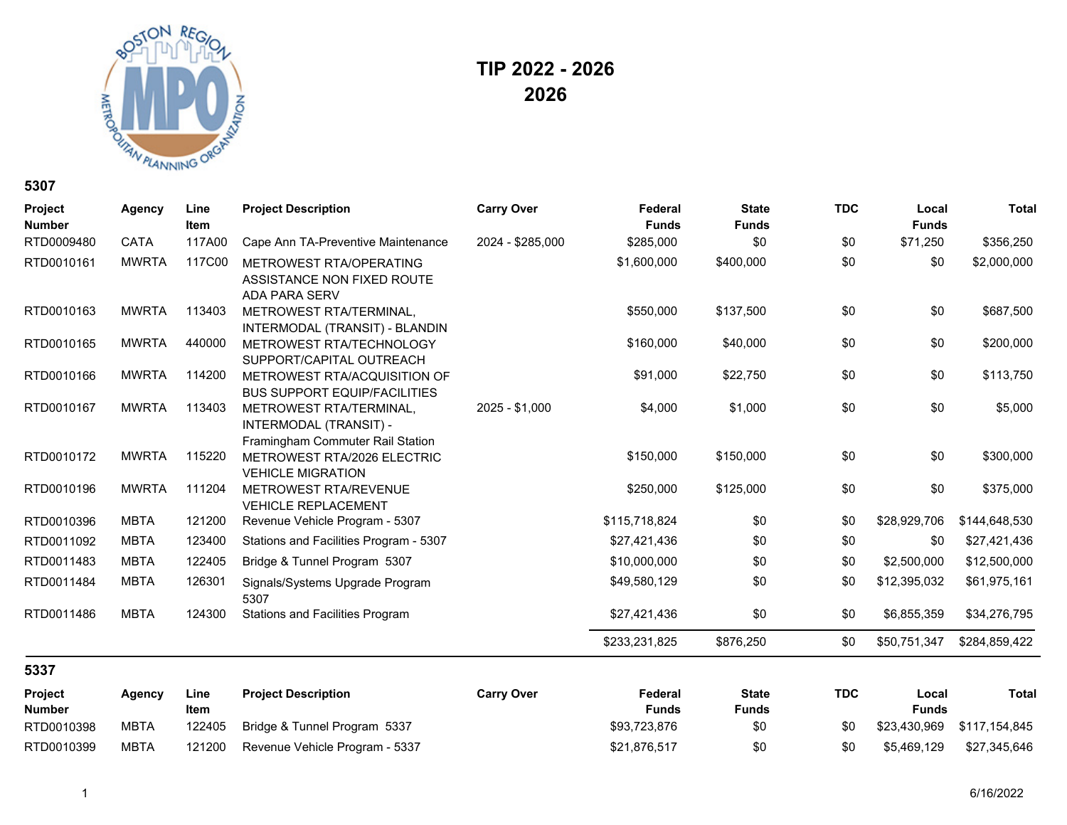# TIP 2022 - 2026
## 2026

### 5307

| Project Number | Agency | Line Item | Project Description | Carry Over | Federal Funds | State Funds | TDC | Local Funds | Total |
|---|---|---|---|---|---|---|---|---|---|
| RTD0009480 | CATA | 117A00 | Cape Ann TA-Preventive Maintenance | 2024 - $285,000 | $285,000 | $0 | $0 | $71,250 | $356,250 |
| RTD0010161 | MWRTA | 117C00 | METROWEST RTA/OPERATING ASSISTANCE NON FIXED ROUTE ADA PARA SERV | | $1,600,000 | $400,000 | $0 | $0 | $2,000,000 |
| RTD0010163 | MWRTA | 113403 | METROWEST RTA/TERMINAL, INTERMODAL (TRANSIT) - BLANDIN | | $550,000 | $137,500 | $0 | $0 | $687,500 |
| RTD0010165 | MWRTA | 440000 | METROWEST RTA/TECHNOLOGY SUPPORT/CAPITAL OUTREACH | | $160,000 | $40,000 | $0 | $0 | $200,000 |
| RTD0010166 | MWRTA | 114200 | METROWEST RTA/ACQUISITION OF BUS SUPPORT EQUIP/FACILITIES | | $91,000 | $22,750 | $0 | $0 | $113,750 |
| RTD0010167 | MWRTA | 113403 | METROWEST RTA/TERMINAL, INTERMODAL (TRANSIT) - Framingham Commuter Rail Station | 2025 - $1,000 | $4,000 | $1,000 | $0 | $0 | $5,000 |
| RTD0010172 | MWRTA | 115220 | METROWEST RTA/2026 ELECTRIC VEHICLE MIGRATION | | $150,000 | $150,000 | $0 | $0 | $300,000 |
| RTD0010196 | MWRTA | 111204 | METROWEST RTA/REVENUE VEHICLE REPLACEMENT | | $250,000 | $125,000 | $0 | $0 | $375,000 |
| RTD0010396 | MBTA | 121200 | Revenue Vehicle Program - 5307 | | $115,718,824 | $0 | $0 | $28,929,706 | $144,648,530 |
| RTD0011092 | MBTA | 123400 | Stations and Facilities Program - 5307 | | $27,421,436 | $0 | $0 | $0 | $27,421,436 |
| RTD0011483 | MBTA | 122405 | Bridge & Tunnel Program 5307 | | $10,000,000 | $0 | $0 | $2,500,000 | $12,500,000 |
| RTD0011484 | MBTA | 126301 | Signals/Systems Upgrade Program 5307 | | $49,580,129 | $0 | $0 | $12,395,032 | $61,975,161 |
| RTD0011486 | MBTA | 124300 | Stations and Facilities Program | | $27,421,436 | $0 | $0 | $6,855,359 | $34,276,795 |
| | | | | | $233,231,825 | $876,250 | $0 | $50,751,347 | $284,859,422 |

### 5337

| Project Number | Agency | Line Item | Project Description | Carry Over | Federal Funds | State Funds | TDC | Local Funds | Total |
|---|---|---|---|---|---|---|---|---|---|
| RTD0010398 | MBTA | 122405 | Bridge & Tunnel Program 5337 | | $93,723,876 | $0 | $0 | $23,430,969 | $117,154,845 |
| RTD0010399 | MBTA | 121200 | Revenue Vehicle Program - 5337 | | $21,876,517 | $0 | $0 | $5,469,129 | $27,345,646 |

6/16/2022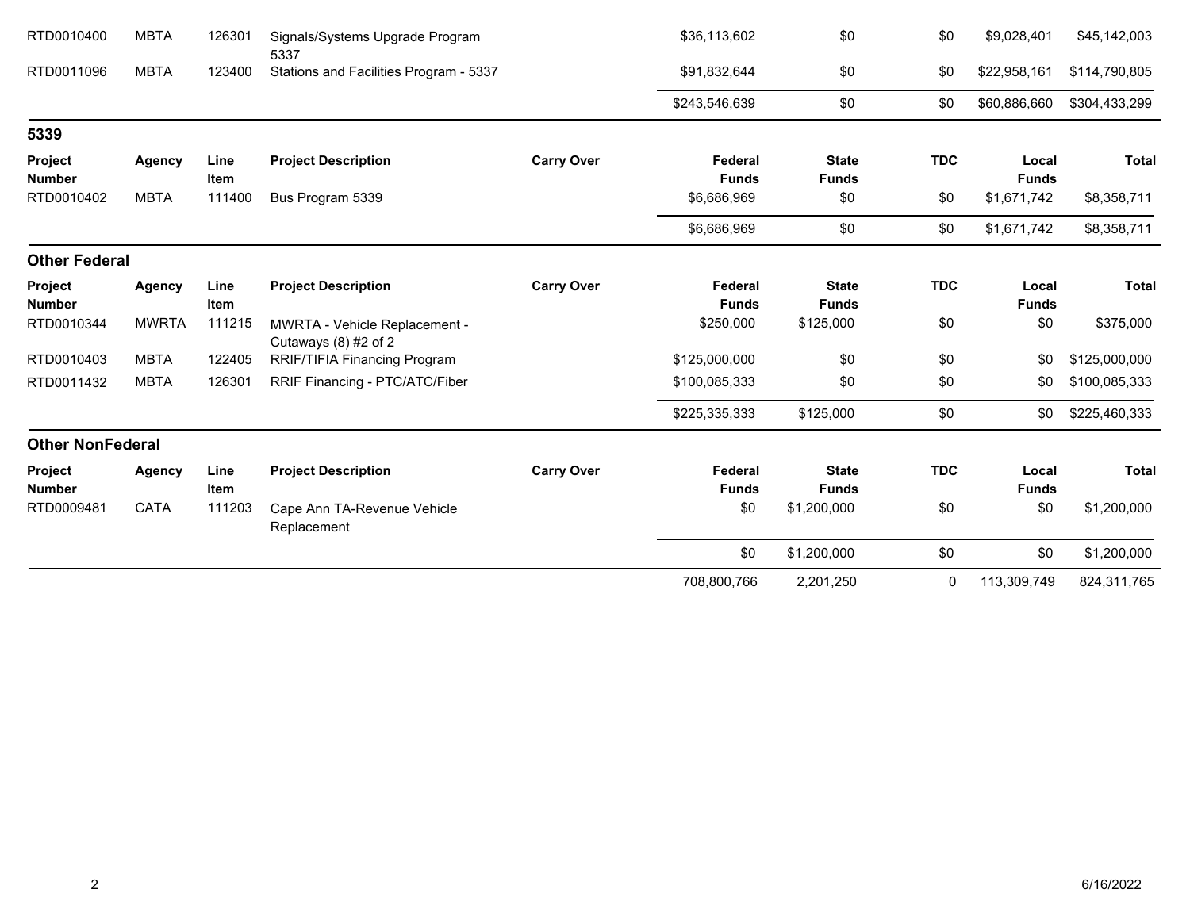| | | | | | | | | | |
|---|---|---|---|---|---|---|---|---|---|
| RTD0010400 | MBTA | 126301 | Signals/Systems Upgrade Program 5337 | | $36,113,602 | $0 | $0 | $9,028,401 | $45,142,003 |
| RTD0011096 | MBTA | 123400 | Stations and Facilities Program - 5337 | | $91,832,644 | $0 | $0 | $22,958,161 | $114,790,805 |
| | | | | | $243,546,639 | $0 | $0 | $60,886,660 | $304,433,299 |

## 5339

| Project Number | Agency | Line Item | Project Description | Carry Over | Federal Funds | State Funds | TDC | Local Funds | Total |
|---|---|---|---|---|---|---|---|---|---|
| RTD0010402 | MBTA | 111400 | Bus Program 5339 | | $6,686,969 | $0 | $0 | $1,671,742 | $8,358,711 |
| | | | | | $6,686,969 | $0 | $0 | $1,671,742 | $8,358,711 |

## Other Federal

| Project Number | Agency | Line Item | Project Description | Carry Over | Federal Funds | State Funds | TDC | Local Funds | Total |
|---|---|---|---|---|---|---|---|---|---|
| RTD0010344 | MWRTA | 111215 | MWRTA - Vehicle Replacement - Cutaways (8) #2 of 2 | | $250,000 | $125,000 | $0 | $0 | $375,000 |
| RTD0010403 | MBTA | 122405 | RRIF/TIFIA Financing Program | | $125,000,000 | $0 | $0 | $0 | $125,000,000 |
| RTD0011432 | MBTA | 126301 | RRIF Financing - PTC/ATC/Fiber | | $100,085,333 | $0 | $0 | $0 | $100,085,333 |
| | | | | | $225,335,333 | $125,000 | $0 | $0 | $225,460,333 |

## Other NonFederal

| Project Number | Agency | Line Item | Project Description | Carry Over | Federal Funds | State Funds | TDC | Local Funds | Total |
|---|---|---|---|---|---|---|---|---|---|
| RTD0009481 | CATA | 111203 | Cape Ann TA-Revenue Vehicle Replacement | | $0 | $1,200,000 | $0 | $0 | $1,200,000 |
| | | | | | $0 | $1,200,000 | $0 | $0 | $1,200,000 |
| | | | | | 708,800,766 | 2,201,250 | 0 | 113,309,749 | 824,311,765 |

6/16/2022